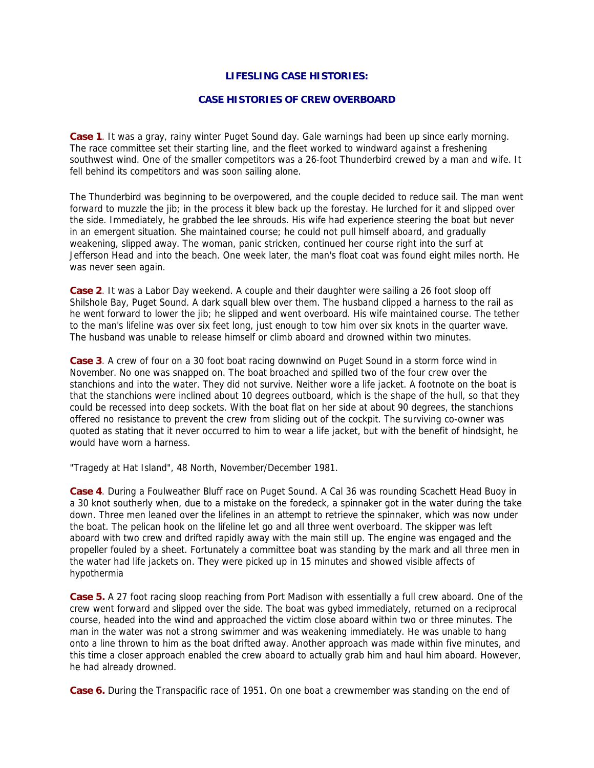# LIFESLING CASE HISTORIES:

## CASE HISTORIES OF CREW OVERBOARD

**Case 1**. It was a gray, rainy winter Puget Sound day. Gale warnings had been up since early morning. The race committee set their starting line, and the fleet worked to windward against a freshening southwest wind. One of the smaller competitors was a 26-foot Thunderbird crewed by a man and wife. It fell behind its competitors and was soon sailing alone.

The Thunderbird was beginning to be overpowered, and the couple decided to reduce sail. The man went forward to muzzle the jib; in the process it blew back up the forestay. He lurched for it and slipped over the side. Immediately, he grabbed the lee shrouds. His wife had experience steering the boat but never in an emergent situation. She maintained course; he could not pull himself aboard, and gradually weakening, slipped away. The woman, panic stricken, continued her course right into the surf at Jefferson Head and into the beach. One week later, the man's float coat was found eight miles north. He was never seen again.

**Case 2**. It was a Labor Day weekend. A couple and their daughter were sailing a 26 foot sloop off Shilshole Bay, Puget Sound. A dark squall blew over them. The husband clipped a harness to the rail as he went forward to lower the jib; he slipped and went overboard. His wife maintained course. The tether to the man's lifeline was over six feet long, just enough to tow him over six knots in the quarter wave. The husband was unable to release himself or climb aboard and drowned within two minutes.

**Case 3**. A crew of four on a 30 foot boat racing downwind on Puget Sound in a storm force wind in November. No one was snapped on. The boat broached and spilled two of the four crew over the stanchions and into the water. They did not survive. Neither wore a life jacket. A footnote on the boat is that the stanchions were inclined about 10 degrees outboard, which is the shape of the hull, so that they could be recessed into deep sockets. With the boat flat on her side at about 90 degrees, the stanchions offered no resistance to prevent the crew from sliding out of the cockpit. The surviving co-owner was quoted as stating that it never occurred to him to wear a life jacket, but with the benefit of hindsight, he would have worn a harness.

"Tragedy at Hat Island", 48 North, November/December 1981.

**Case 4**. During a Foulweather Bluff race on Puget Sound. A Cal 36 was rounding Scachett Head Buoy in a 30 knot southerly when, due to a mistake on the foredeck, a spinnaker got in the water during the take down. Three men leaned over the lifelines in an attempt to retrieve the spinnaker, which was now under the boat. The pelican hook on the lifeline let go and all three went overboard. The skipper was left aboard with two crew and drifted rapidly away with the main still up. The engine was engaged and the propeller fouled by a sheet. Fortunately a committee boat was standing by the mark and all three men in the water had life jackets on. They were picked up in 15 minutes and showed visible affects of hypothermia

**Case 5.** A 27 foot racing sloop reaching from Port Madison with essentially a full crew aboard. One of the crew went forward and slipped over the side. The boat was gybed immediately, returned on a reciprocal course, headed into the wind and approached the victim close aboard within two or three minutes. The man in the water was not a strong swimmer and was weakening immediately. He was unable to hang onto a line thrown to him as the boat drifted away. Another approach was made within five minutes, and this time a closer approach enabled the crew aboard to actually grab him and haul him aboard. However, he had already drowned.

**Case 6.** During the Transpacific race of 1951. On one boat a crewmember was standing on the end of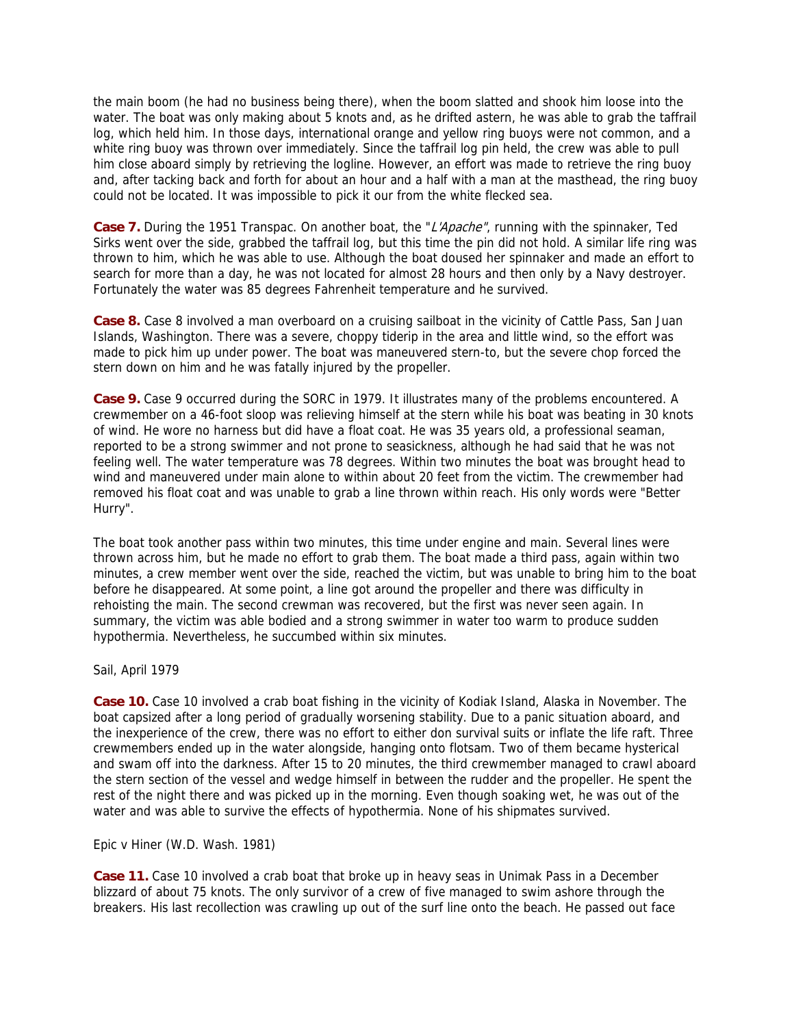the main boom (he had no business being there), when the boom slatted and shook him loose into the water. The boat was only making about 5 knots and, as he drifted astern, he was able to grab the taffrail log, which held him. In those days, international orange and yellow ring buoys were not common, and a white ring buoy was thrown over immediately. Since the taffrail log pin held, the crew was able to pull him close aboard simply by retrieving the logline. However, an effort was made to retrieve the ring buoy and, after tacking back and forth for about an hour and a half with a man at the masthead, the ring buoy could not be located. It was impossible to pick it our from the white flecked sea.

**Case 7.** During the 1951 Transpac. On another boat, the "*L'Apache*", running with the spinnaker, Ted Sirks went over the side, grabbed the taffrail log, but this time the pin did not hold. A similar life ring was thrown to him, which he was able to use. Although the boat doused her spinnaker and made an effort to search for more than a day, he was not located for almost 28 hours and then only by a Navy destroyer. Fortunately the water was 85 degrees Fahrenheit temperature and he survived.

**Case 8.** Case 8 involved a man overboard on a cruising sailboat in the vicinity of Cattle Pass, San Juan Islands, Washington. There was a severe, choppy tiderip in the area and little wind, so the effort was made to pick him up under power. The boat was maneuvered stern-to, but the severe chop forced the stern down on him and he was fatally injured by the propeller.

**Case 9.** Case 9 occurred during the SORC in 1979. It illustrates many of the problems encountered. A crewmember on a 46-foot sloop was relieving himself at the stern while his boat was beating in 30 knots of wind. He wore no harness but did have a float coat. He was 35 years old, a professional seaman, reported to be a strong swimmer and not prone to seasickness, although he had said that he was not feeling well. The water temperature was 78 degrees. Within two minutes the boat was brought head to wind and maneuvered under main alone to within about 20 feet from the victim. The crewmember had removed his float coat and was unable to grab a line thrown within reach. His only words were "Better Hurry".

The boat took another pass within two minutes, this time under engine and main. Several lines were thrown across him, but he made no effort to grab them. The boat made a third pass, again within two minutes, a crew member went over the side, reached the victim, but was unable to bring him to the boat before he disappeared. At some point, a line got around the propeller and there was difficulty in rehoisting the main. The second crewman was recovered, but the first was never seen again. In summary, the victim was able bodied and a strong swimmer in water too warm to produce sudden hypothermia. Nevertheless, he succumbed within six minutes.

Sail, April 1979

**Case 10.** Case 10 involved a crab boat fishing in the vicinity of Kodiak Island, Alaska in November. The boat capsized after a long period of gradually worsening stability. Due to a panic situation aboard, and the inexperience of the crew, there was no effort to either don survival suits or inflate the life raft. Three crewmembers ended up in the water alongside, hanging onto flotsam. Two of them became hysterical and swam off into the darkness. After 15 to 20 minutes, the third crewmember managed to crawl aboard the stern section of the vessel and wedge himself in between the rudder and the propeller. He spent the rest of the night there and was picked up in the morning. Even though soaking wet, he was out of the water and was able to survive the effects of hypothermia. None of his shipmates survived.

Epic v Hiner (W.D. Wash. 1981)

**Case 11.** Case 10 involved a crab boat that broke up in heavy seas in Unimak Pass in a December blizzard of about 75 knots. The only survivor of a crew of five managed to swim ashore through the breakers. His last recollection was crawling up out of the surf line onto the beach. He passed out face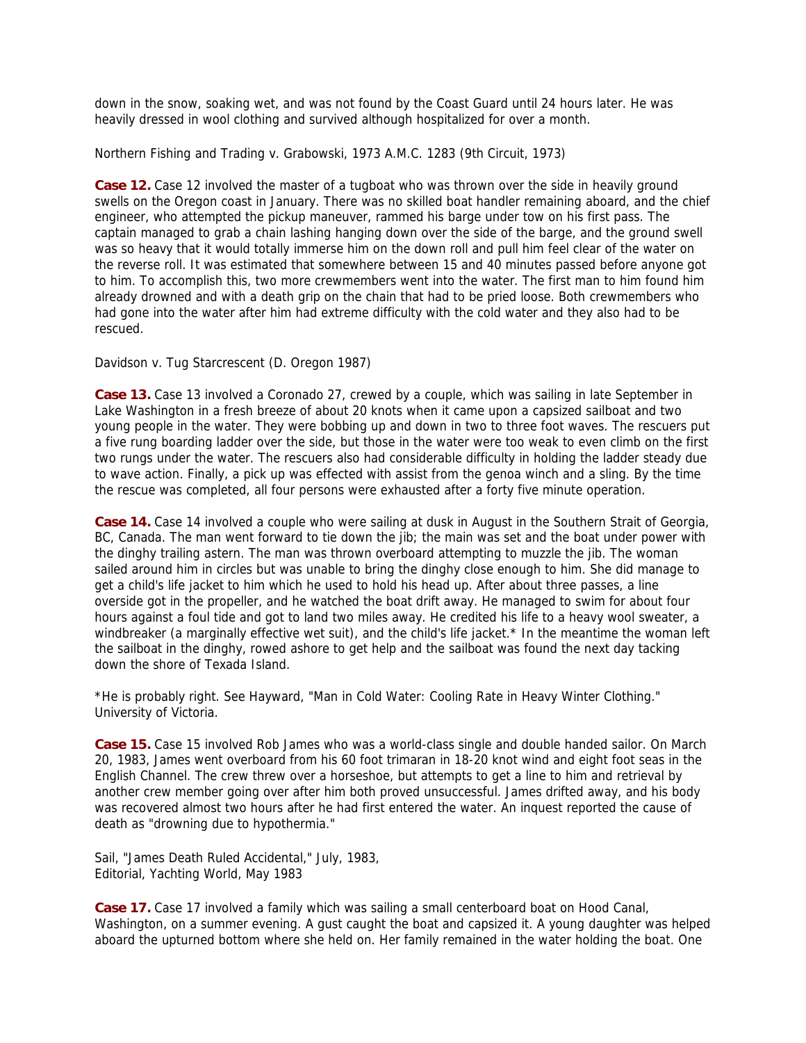down in the snow, soaking wet, and was not found by the Coast Guard until 24 hours later. He was heavily dressed in wool clothing and survived although hospitalized for over a month.

Northern Fishing and Trading v. Grabowski, 1973 A.M.C. 1283 (9th Circuit, 1973)

**Case 12.** Case 12 involved the master of a tugboat who was thrown over the side in heavily ground swells on the Oregon coast in January. There was no skilled boat handler remaining aboard, and the chief engineer, who attempted the pickup maneuver, rammed his barge under tow on his first pass. The captain managed to grab a chain lashing hanging down over the side of the barge, and the ground swell was so heavy that it would totally immerse him on the down roll and pull him feel clear of the water on the reverse roll. It was estimated that somewhere between 15 and 40 minutes passed before anyone got to him. To accomplish this, two more crewmembers went into the water. The first man to him found him already drowned and with a death grip on the chain that had to be pried loose. Both crewmembers who had gone into the water after him had extreme difficulty with the cold water and they also had to be rescued.

Davidson v. Tug Starcrescent (D. Oregon 1987)

**Case 13.** Case 13 involved a Coronado 27, crewed by a couple, which was sailing in late September in Lake Washington in a fresh breeze of about 20 knots when it came upon a capsized sailboat and two young people in the water. They were bobbing up and down in two to three foot waves. The rescuers put a five rung boarding ladder over the side, but those in the water were too weak to even climb on the first two rungs under the water. The rescuers also had considerable difficulty in holding the ladder steady due to wave action. Finally, a pick up was effected with assist from the genoa winch and a sling. By the time the rescue was completed, all four persons were exhausted after a forty five minute operation.

**Case 14.** Case 14 involved a couple who were sailing at dusk in August in the Southern Strait of Georgia, BC, Canada. The man went forward to tie down the jib; the main was set and the boat under power with the dinghy trailing astern. The man was thrown overboard attempting to muzzle the jib. The woman sailed around him in circles but was unable to bring the dinghy close enough to him. She did manage to get a child's life jacket to him which he used to hold his head up. After about three passes, a line overside got in the propeller, and he watched the boat drift away. He managed to swim for about four hours against a foul tide and got to land two miles away. He credited his life to a heavy wool sweater, a windbreaker (a marginally effective wet suit), and the child's life jacket.* In the meantime the woman left the sailboat in the dinghy, rowed ashore to get help and the sailboat was found the next day tacking down the shore of Texada Island.

*He is probably right. See Hayward, "Man in Cold Water: Cooling Rate in Heavy Winter Clothing." University of Victoria.

**Case 15.** Case 15 involved Rob James who was a world-class single and double handed sailor. On March 20, 1983, James went overboard from his 60 foot trimaran in 18-20 knot wind and eight foot seas in the English Channel. The crew threw over a horseshoe, but attempts to get a line to him and retrieval by another crew member going over after him both proved unsuccessful. James drifted away, and his body was recovered almost two hours after he had first entered the water. An inquest reported the cause of death as "drowning due to hypothermia."

Sail, "James Death Ruled Accidental," July, 1983,
Editorial, Yachting World, May 1983

**Case 17.** Case 17 involved a family which was sailing a small centerboard boat on Hood Canal, Washington, on a summer evening. A gust caught the boat and capsized it. A young daughter was helped aboard the upturned bottom where she held on. Her family remained in the water holding the boat. One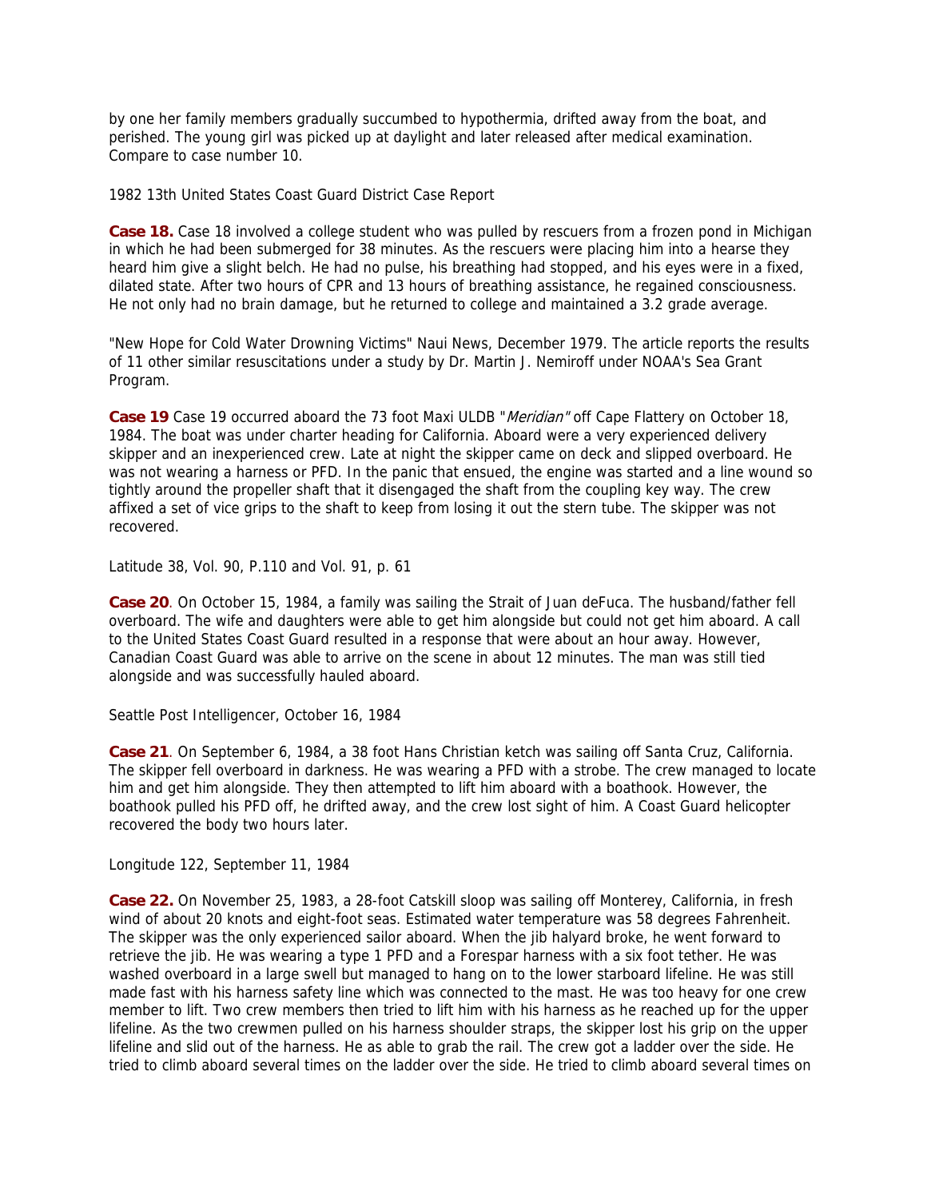by one her family members gradually succumbed to hypothermia, drifted away from the boat, and perished. The young girl was picked up at daylight and later released after medical examination. Compare to case number 10.

1982 13th United States Coast Guard District Case Report

**Case 18.** Case 18 involved a college student who was pulled by rescuers from a frozen pond in Michigan in which he had been submerged for 38 minutes. As the rescuers were placing him into a hearse they heard him give a slight belch. He had no pulse, his breathing had stopped, and his eyes were in a fixed, dilated state. After two hours of CPR and 13 hours of breathing assistance, he regained consciousness. He not only had no brain damage, but he returned to college and maintained a 3.2 grade average.

"New Hope for Cold Water Drowning Victims" Naui News, December 1979. The article reports the results of 11 other similar resuscitations under a study by Dr. Martin J. Nemiroff under NOAA's Sea Grant Program.

**Case 19** Case 19 occurred aboard the 73 foot Maxi ULDB "*Meridian*" off Cape Flattery on October 18, 1984. The boat was under charter heading for California. Aboard were a very experienced delivery skipper and an inexperienced crew. Late at night the skipper came on deck and slipped overboard. He was not wearing a harness or PFD. In the panic that ensued, the engine was started and a line wound so tightly around the propeller shaft that it disengaged the shaft from the coupling key way. The crew affixed a set of vice grips to the shaft to keep from losing it out the stern tube. The skipper was not recovered.

Latitude 38, Vol. 90, P.110 and Vol. 91, p. 61

**Case 20**. On October 15, 1984, a family was sailing the Strait of Juan deFuca. The husband/father fell overboard. The wife and daughters were able to get him alongside but could not get him aboard. A call to the United States Coast Guard resulted in a response that were about an hour away. However, Canadian Coast Guard was able to arrive on the scene in about 12 minutes. The man was still tied alongside and was successfully hauled aboard.

Seattle Post Intelligencer, October 16, 1984

**Case 21**. On September 6, 1984, a 38 foot Hans Christian ketch was sailing off Santa Cruz, California. The skipper fell overboard in darkness. He was wearing a PFD with a strobe. The crew managed to locate him and get him alongside. They then attempted to lift him aboard with a boathook. However, the boathook pulled his PFD off, he drifted away, and the crew lost sight of him. A Coast Guard helicopter recovered the body two hours later.

Longitude 122, September 11, 1984

**Case 22.** On November 25, 1983, a 28-foot Catskill sloop was sailing off Monterey, California, in fresh wind of about 20 knots and eight-foot seas. Estimated water temperature was 58 degrees Fahrenheit. The skipper was the only experienced sailor aboard. When the jib halyard broke, he went forward to retrieve the jib. He was wearing a type 1 PFD and a Forespar harness with a six foot tether. He was washed overboard in a large swell but managed to hang on to the lower starboard lifeline. He was still made fast with his harness safety line which was connected to the mast. He was too heavy for one crew member to lift. Two crew members then tried to lift him with his harness as he reached up for the upper lifeline. As the two crewmen pulled on his harness shoulder straps, the skipper lost his grip on the upper lifeline and slid out of the harness. He as able to grab the rail. The crew got a ladder over the side. He tried to climb aboard several times on the ladder over the side. He tried to climb aboard several times on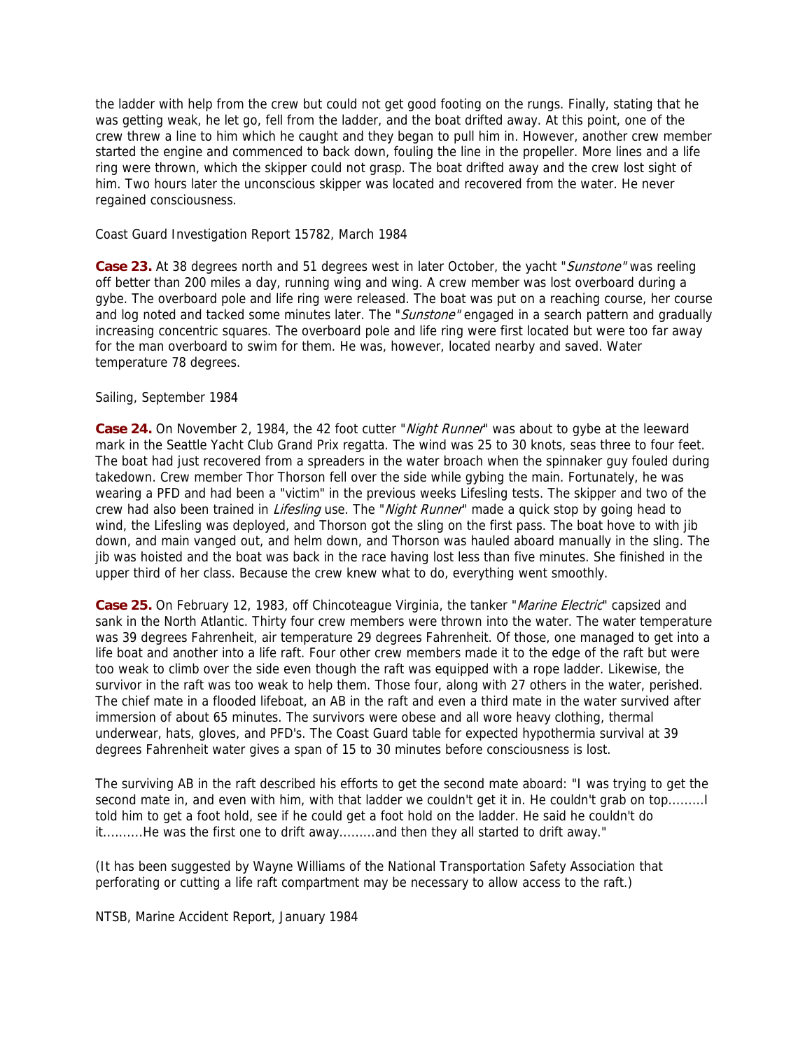the ladder with help from the crew but could not get good footing on the rungs. Finally, stating that he was getting weak, he let go, fell from the ladder, and the boat drifted away. At this point, one of the crew threw a line to him which he caught and they began to pull him in. However, another crew member started the engine and commenced to back down, fouling the line in the propeller. More lines and a life ring were thrown, which the skipper could not grasp. The boat drifted away and the crew lost sight of him. Two hours later the unconscious skipper was located and recovered from the water. He never regained consciousness.

Coast Guard Investigation Report 15782, March 1984

**Case 23.** At 38 degrees north and 51 degrees west in later October, the yacht "*Sunstone*" was reeling off better than 200 miles a day, running wing and wing. A crew member was lost overboard during a gybe. The overboard pole and life ring were released. The boat was put on a reaching course, her course and log noted and tacked some minutes later. The "*Sunstone*" engaged in a search pattern and gradually increasing concentric squares. The overboard pole and life ring were first located but were too far away for the man overboard to swim for them. He was, however, located nearby and saved. Water temperature 78 degrees.

Sailing, September 1984

**Case 24.** On November 2, 1984, the 42 foot cutter "*Night Runner*" was about to gybe at the leeward mark in the Seattle Yacht Club Grand Prix regatta. The wind was 25 to 30 knots, seas three to four feet. The boat had just recovered from a spreaders in the water broach when the spinnaker guy fouled during takedown. Crew member Thor Thorson fell over the side while gybing the main. Fortunately, he was wearing a PFD and had been a "victim" in the previous weeks Lifesling tests. The skipper and two of the crew had also been trained in *Lifesling* use. The "*Night Runner*" made a quick stop by going head to wind, the Lifesling was deployed, and Thorson got the sling on the first pass. The boat hove to with jib down, and main vanged out, and helm down, and Thorson was hauled aboard manually in the sling. The jib was hoisted and the boat was back in the race having lost less than five minutes. She finished in the upper third of her class. Because the crew knew what to do, everything went smoothly.

**Case 25.** On February 12, 1983, off Chincoteague Virginia, the tanker "*Marine Electric*" capsized and sank in the North Atlantic. Thirty four crew members were thrown into the water. The water temperature was 39 degrees Fahrenheit, air temperature 29 degrees Fahrenheit. Of those, one managed to get into a life boat and another into a life raft. Four other crew members made it to the edge of the raft but were too weak to climb over the side even though the raft was equipped with a rope ladder. Likewise, the survivor in the raft was too weak to help them. Those four, along with 27 others in the water, perished. The chief mate in a flooded lifeboat, an AB in the raft and even a third mate in the water survived after immersion of about 65 minutes. The survivors were obese and all wore heavy clothing, thermal underwear, hats, gloves, and PFD's. The Coast Guard table for expected hypothermia survival at 39 degrees Fahrenheit water gives a span of 15 to 30 minutes before consciousness is lost.

The surviving AB in the raft described his efforts to get the second mate aboard: "I was trying to get the second mate in, and even with him, with that ladder we couldn't get it in. He couldn't grab on top.........I told him to get a foot hold, see if he could get a foot hold on the ladder. He said he couldn't do it..........He was the first one to drift away.........and then they all started to drift away."

(It has been suggested by Wayne Williams of the National Transportation Safety Association that perforating or cutting a life raft compartment may be necessary to allow access to the raft.)

NTSB, Marine Accident Report, January 1984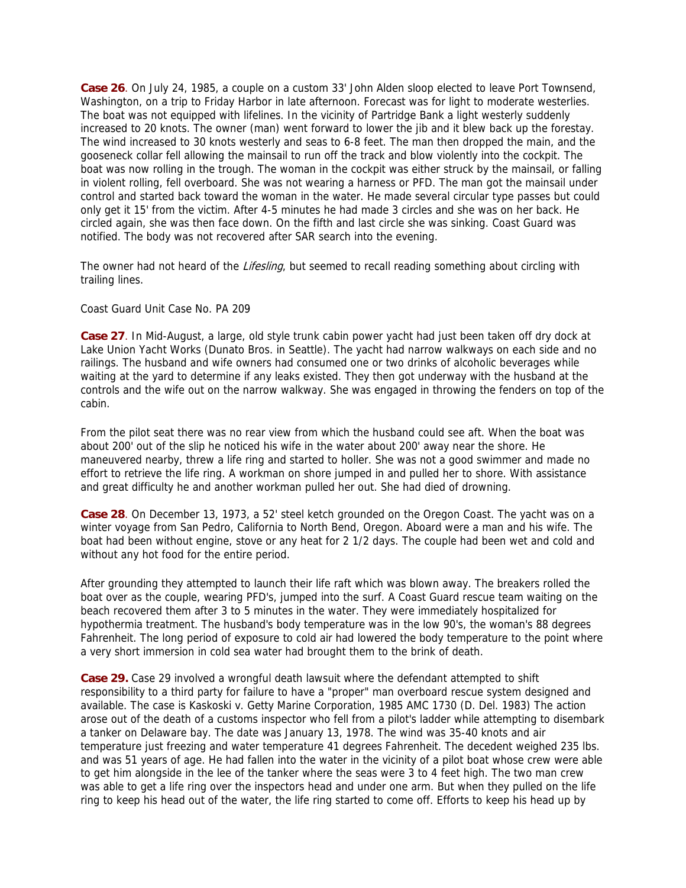**Case 26**. On July 24, 1985, a couple on a custom 33' John Alden sloop elected to leave Port Townsend, Washington, on a trip to Friday Harbor in late afternoon. Forecast was for light to moderate westerlies. The boat was not equipped with lifelines. In the vicinity of Partridge Bank a light westerly suddenly increased to 20 knots. The owner (man) went forward to lower the jib and it blew back up the forestay. The wind increased to 30 knots westerly and seas to 6-8 feet. The man then dropped the main, and the gooseneck collar fell allowing the mainsail to run off the track and blow violently into the cockpit. The boat was now rolling in the trough. The woman in the cockpit was either struck by the mainsail, or falling in violent rolling, fell overboard. She was not wearing a harness or PFD. The man got the mainsail under control and started back toward the woman in the water. He made several circular type passes but could only get it 15' from the victim. After 4-5 minutes he had made 3 circles and she was on her back. He circled again, she was then face down. On the fifth and last circle she was sinking. Coast Guard was notified. The body was not recovered after SAR search into the evening.

The owner had not heard of the *Lifesling*, but seemed to recall reading something about circling with trailing lines.

Coast Guard Unit Case No. PA 209

**Case 27**. In Mid-August, a large, old style trunk cabin power yacht had just been taken off dry dock at Lake Union Yacht Works (Dunato Bros. in Seattle). The yacht had narrow walkways on each side and no railings. The husband and wife owners had consumed one or two drinks of alcoholic beverages while waiting at the yard to determine if any leaks existed. They then got underway with the husband at the controls and the wife out on the narrow walkway. She was engaged in throwing the fenders on top of the cabin.

From the pilot seat there was no rear view from which the husband could see aft. When the boat was about 200' out of the slip he noticed his wife in the water about 200' away near the shore. He maneuvered nearby, threw a life ring and started to holler. She was not a good swimmer and made no effort to retrieve the life ring. A workman on shore jumped in and pulled her to shore. With assistance and great difficulty he and another workman pulled her out. She had died of drowning.

**Case 28**. On December 13, 1973, a 52' steel ketch grounded on the Oregon Coast. The yacht was on a winter voyage from San Pedro, California to North Bend, Oregon. Aboard were a man and his wife. The boat had been without engine, stove or any heat for 2 1/2 days. The couple had been wet and cold and without any hot food for the entire period.

After grounding they attempted to launch their life raft which was blown away. The breakers rolled the boat over as the couple, wearing PFD's, jumped into the surf. A Coast Guard rescue team waiting on the beach recovered them after 3 to 5 minutes in the water. They were immediately hospitalized for hypothermia treatment. The husband's body temperature was in the low 90's, the woman's 88 degrees Fahrenheit. The long period of exposure to cold air had lowered the body temperature to the point where a very short immersion in cold sea water had brought them to the brink of death.

**Case 29.** Case 29 involved a wrongful death lawsuit where the defendant attempted to shift responsibility to a third party for failure to have a "proper" man overboard rescue system designed and available. The case is Kaskoski v. Getty Marine Corporation, 1985 AMC 1730 (D. Del. 1983) The action arose out of the death of a customs inspector who fell from a pilot's ladder while attempting to disembark a tanker on Delaware bay. The date was January 13, 1978. The wind was 35-40 knots and air temperature just freezing and water temperature 41 degrees Fahrenheit. The decedent weighed 235 lbs. and was 51 years of age. He had fallen into the water in the vicinity of a pilot boat whose crew were able to get him alongside in the lee of the tanker where the seas were 3 to 4 feet high. The two man crew was able to get a life ring over the inspectors head and under one arm. But when they pulled on the life ring to keep his head out of the water, the life ring started to come off. Efforts to keep his head up by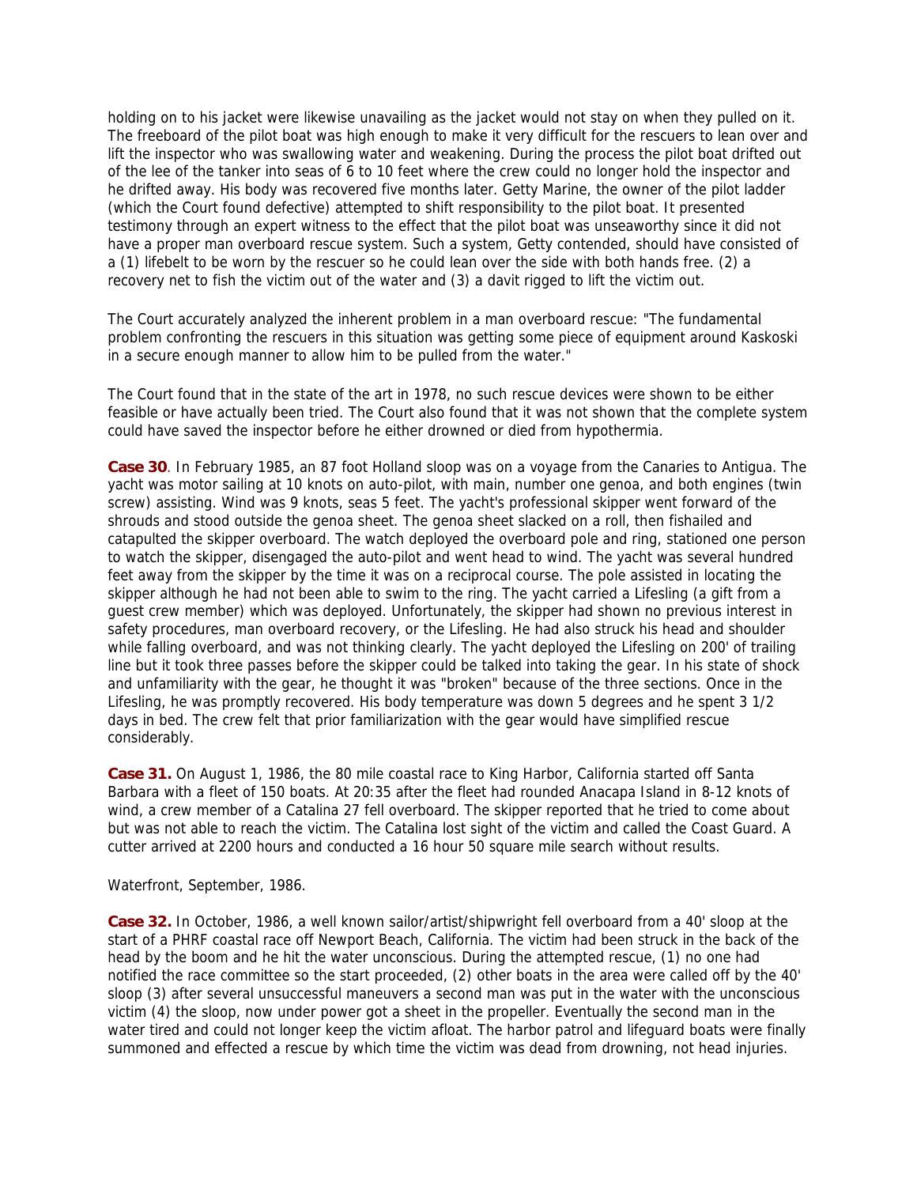holding on to his jacket were likewise unavailing as the jacket would not stay on when they pulled on it. The freeboard of the pilot boat was high enough to make it very difficult for the rescuers to lean over and lift the inspector who was swallowing water and weakening. During the process the pilot boat drifted out of the lee of the tanker into seas of 6 to 10 feet where the crew could no longer hold the inspector and he drifted away. His body was recovered five months later. Getty Marine, the owner of the pilot ladder (which the Court found defective) attempted to shift responsibility to the pilot boat. It presented testimony through an expert witness to the effect that the pilot boat was unseaworthy since it did not have a proper man overboard rescue system. Such a system, Getty contended, should have consisted of a (1) lifebelt to be worn by the rescuer so he could lean over the side with both hands free. (2) a recovery net to fish the victim out of the water and (3) a davit rigged to lift the victim out.

The Court accurately analyzed the inherent problem in a man overboard rescue: "The fundamental problem confronting the rescuers in this situation was getting some piece of equipment around Kaskoski in a secure enough manner to allow him to be pulled from the water."

The Court found that in the state of the art in 1978, no such rescue devices were shown to be either feasible or have actually been tried. The Court also found that it was not shown that the complete system could have saved the inspector before he either drowned or died from hypothermia.

**Case 30**. In February 1985, an 87 foot Holland sloop was on a voyage from the Canaries to Antigua. The yacht was motor sailing at 10 knots on auto-pilot, with main, number one genoa, and both engines (twin screw) assisting. Wind was 9 knots, seas 5 feet. The yacht's professional skipper went forward of the shrouds and stood outside the genoa sheet. The genoa sheet slacked on a roll, then fishailed and catapulted the skipper overboard. The watch deployed the overboard pole and ring, stationed one person to watch the skipper, disengaged the auto-pilot and went head to wind. The yacht was several hundred feet away from the skipper by the time it was on a reciprocal course. The pole assisted in locating the skipper although he had not been able to swim to the ring. The yacht carried a Lifesling (a gift from a guest crew member) which was deployed. Unfortunately, the skipper had shown no previous interest in safety procedures, man overboard recovery, or the Lifesling. He had also struck his head and shoulder while falling overboard, and was not thinking clearly. The yacht deployed the Lifesling on 200' of trailing line but it took three passes before the skipper could be talked into taking the gear. In his state of shock and unfamiliarity with the gear, he thought it was "broken" because of the three sections. Once in the Lifesling, he was promptly recovered. His body temperature was down 5 degrees and he spent 3 1/2 days in bed. The crew felt that prior familiarization with the gear would have simplified rescue considerably.

**Case 31.** On August 1, 1986, the 80 mile coastal race to King Harbor, California started off Santa Barbara with a fleet of 150 boats. At 20:35 after the fleet had rounded Anacapa Island in 8-12 knots of wind, a crew member of a Catalina 27 fell overboard. The skipper reported that he tried to come about but was not able to reach the victim. The Catalina lost sight of the victim and called the Coast Guard. A cutter arrived at 2200 hours and conducted a 16 hour 50 square mile search without results.

Waterfront, September, 1986.

**Case 32.** In October, 1986, a well known sailor/artist/shipwright fell overboard from a 40' sloop at the start of a PHRF coastal race off Newport Beach, California. The victim had been struck in the back of the head by the boom and he hit the water unconscious. During the attempted rescue, (1) no one had notified the race committee so the start proceeded, (2) other boats in the area were called off by the 40' sloop (3) after several unsuccessful maneuvers a second man was put in the water with the unconscious victim (4) the sloop, now under power got a sheet in the propeller. Eventually the second man in the water tired and could not longer keep the victim afloat. The harbor patrol and lifeguard boats were finally summoned and effected a rescue by which time the victim was dead from drowning, not head injuries.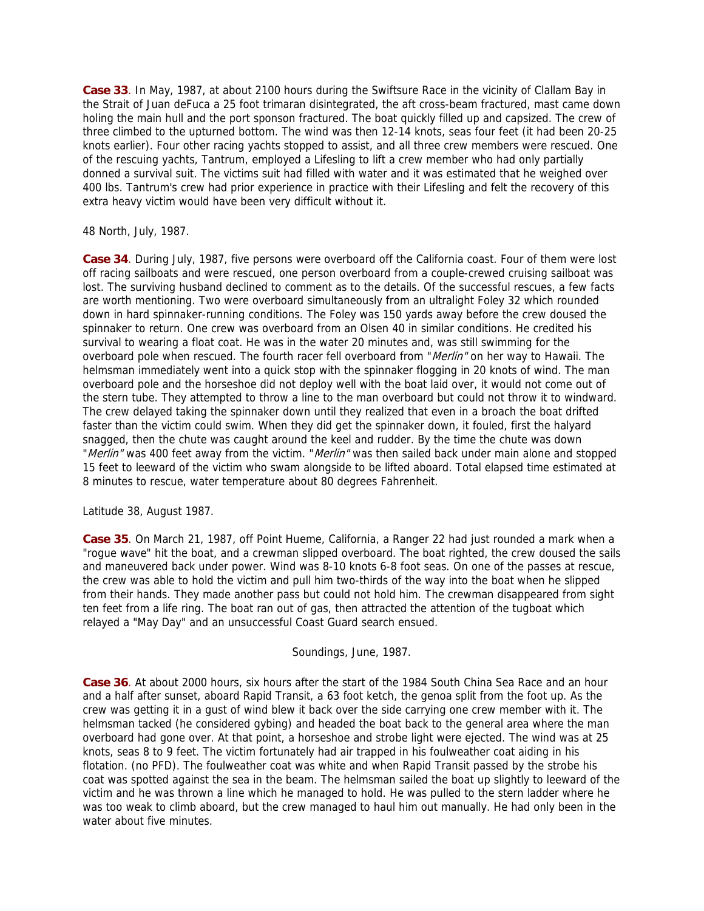**Case 33**. In May, 1987, at about 2100 hours during the Swiftsure Race in the vicinity of Clallam Bay in the Strait of Juan deFuca a 25 foot trimaran disintegrated, the aft cross-beam fractured, mast came down holing the main hull and the port sponson fractured. The boat quickly filled up and capsized. The crew of three climbed to the upturned bottom. The wind was then 12-14 knots, seas four feet (it had been 20-25 knots earlier). Four other racing yachts stopped to assist, and all three crew members were rescued. One of the rescuing yachts, Tantrum, employed a Lifesling to lift a crew member who had only partially donned a survival suit. The victims suit had filled with water and it was estimated that he weighed over 400 lbs. Tantrum's crew had prior experience in practice with their Lifesling and felt the recovery of this extra heavy victim would have been very difficult without it.

48 North, July, 1987.

**Case 34**. During July, 1987, five persons were overboard off the California coast. Four of them were lost off racing sailboats and were rescued, one person overboard from a couple-crewed cruising sailboat was lost. The surviving husband declined to comment as to the details. Of the successful rescues, a few facts are worth mentioning. Two were overboard simultaneously from an ultralight Foley 32 which rounded down in hard spinnaker-running conditions. The Foley was 150 yards away before the crew doused the spinnaker to return. One crew was overboard from an Olsen 40 in similar conditions. He credited his survival to wearing a float coat. He was in the water 20 minutes and, was still swimming for the overboard pole when rescued. The fourth racer fell overboard from "*Merlin*" on her way to Hawaii. The helmsman immediately went into a quick stop with the spinnaker flogging in 20 knots of wind. The man overboard pole and the horseshoe did not deploy well with the boat laid over, it would not come out of the stern tube. They attempted to throw a line to the man overboard but could not throw it to windward. The crew delayed taking the spinnaker down until they realized that even in a broach the boat drifted faster than the victim could swim. When they did get the spinnaker down, it fouled, first the halyard snagged, then the chute was caught around the keel and rudder. By the time the chute was down "*Merlin*" was 400 feet away from the victim. "*Merlin*" was then sailed back under main alone and stopped 15 feet to leeward of the victim who swam alongside to be lifted aboard. Total elapsed time estimated at 8 minutes to rescue, water temperature about 80 degrees Fahrenheit.

Latitude 38, August 1987.

**Case 35**. On March 21, 1987, off Point Hueme, California, a Ranger 22 had just rounded a mark when a "rogue wave" hit the boat, and a crewman slipped overboard. The boat righted, the crew doused the sails and maneuvered back under power. Wind was 8-10 knots 6-8 foot seas. On one of the passes at rescue, the crew was able to hold the victim and pull him two-thirds of the way into the boat when he slipped from their hands. They made another pass but could not hold him. The crewman disappeared from sight ten feet from a life ring. The boat ran out of gas, then attracted the attention of the tugboat which relayed a "May Day" and an unsuccessful Coast Guard search ensued.

Soundings, June, 1987.

**Case 36**. At about 2000 hours, six hours after the start of the 1984 South China Sea Race and an hour and a half after sunset, aboard Rapid Transit, a 63 foot ketch, the genoa split from the foot up. As the crew was getting it in a gust of wind blew it back over the side carrying one crew member with it. The helmsman tacked (he considered gybing) and headed the boat back to the general area where the man overboard had gone over. At that point, a horseshoe and strobe light were ejected. The wind was at 25 knots, seas 8 to 9 feet. The victim fortunately had air trapped in his foulweather coat aiding in his flotation. (no PFD). The foulweather coat was white and when Rapid Transit passed by the strobe his coat was spotted against the sea in the beam. The helmsman sailed the boat up slightly to leeward of the victim and he was thrown a line which he managed to hold. He was pulled to the stern ladder where he was too weak to climb aboard, but the crew managed to haul him out manually. He had only been in the water about five minutes.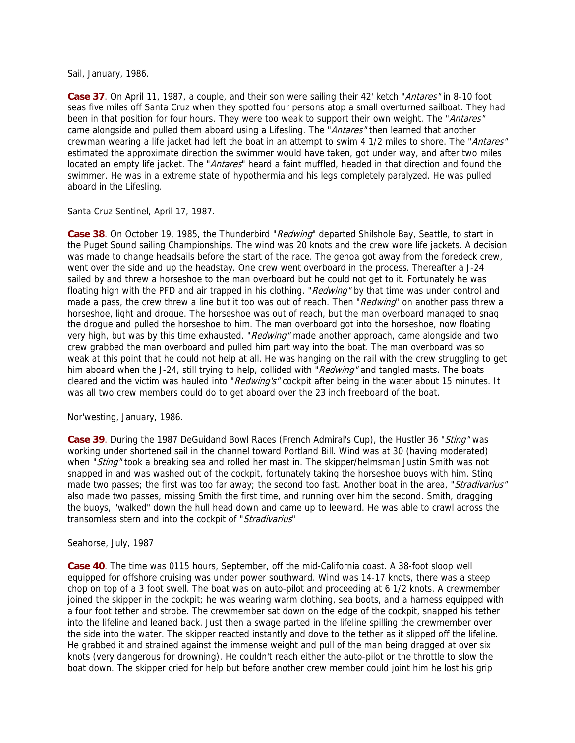Sail, January, 1986.

**Case 37**. On April 11, 1987, a couple, and their son were sailing their 42' ketch "*Antares*" in 8-10 foot seas five miles off Santa Cruz when they spotted four persons atop a small overturned sailboat. They had been in that position for four hours. They were too weak to support their own weight. The "*Antares*" came alongside and pulled them aboard using a Lifesling. The "*Antares*" then learned that another crewman wearing a life jacket had left the boat in an attempt to swim 4 1/2 miles to shore. The "*Antares*" estimated the approximate direction the swimmer would have taken, got under way, and after two miles located an empty life jacket. The "*Antares*" heard a faint muffled, headed in that direction and found the swimmer. He was in a extreme state of hypothermia and his legs completely paralyzed. He was pulled aboard in the Lifesling.

Santa Cruz Sentinel, April 17, 1987.

**Case 38**. On October 19, 1985, the Thunderbird "*Redwing*" departed Shilshole Bay, Seattle, to start in the Puget Sound sailing Championships. The wind was 20 knots and the crew wore life jackets. A decision was made to change headsails before the start of the race. The genoa got away from the foredeck crew, went over the side and up the headstay. One crew went overboard in the process. Thereafter a J-24 sailed by and threw a horseshoe to the man overboard but he could not get to it. Fortunately he was floating high with the PFD and air trapped in his clothing. "*Redwing*" by that time was under control and made a pass, the crew threw a line but it too was out of reach. Then "*Redwing*" on another pass threw a horseshoe, light and drogue. The horseshoe was out of reach, but the man overboard managed to snag the drogue and pulled the horseshoe to him. The man overboard got into the horseshoe, now floating very high, but was by this time exhausted. "*Redwing*" made another approach, came alongside and two crew grabbed the man overboard and pulled him part way into the boat. The man overboard was so weak at this point that he could not help at all. He was hanging on the rail with the crew struggling to get him aboard when the J-24, still trying to help, collided with "*Redwing*" and tangled masts. The boats cleared and the victim was hauled into "*Redwing's*" cockpit after being in the water about 15 minutes. It was all two crew members could do to get aboard over the 23 inch freeboard of the boat.

Nor'westing, January, 1986.

**Case 39**. During the 1987 DeGuidand Bowl Races (French Admiral's Cup), the Hustler 36 "*Sting*" was working under shortened sail in the channel toward Portland Bill. Wind was at 30 (having moderated) when "*Sting*" took a breaking sea and rolled her mast in. The skipper/helmsman Justin Smith was not snapped in and was washed out of the cockpit, fortunately taking the horseshoe buoys with him. Sting made two passes; the first was too far away; the second too fast. Another boat in the area, "*Stradivarius*" also made two passes, missing Smith the first time, and running over him the second. Smith, dragging the buoys, "walked" down the hull head down and came up to leeward. He was able to crawl across the transomless stern and into the cockpit of "*Stradivarius*"

Seahorse, July, 1987

**Case 40**. The time was 0115 hours, September, off the mid-California coast. A 38-foot sloop well equipped for offshore cruising was under power southward. Wind was 14-17 knots, there was a steep chop on top of a 3 foot swell. The boat was on auto-pilot and proceeding at 6 1/2 knots. A crewmember joined the skipper in the cockpit; he was wearing warm clothing, sea boots, and a harness equipped with a four foot tether and strobe. The crewmember sat down on the edge of the cockpit, snapped his tether into the lifeline and leaned back. Just then a swage parted in the lifeline spilling the crewmember over the side into the water. The skipper reacted instantly and dove to the tether as it slipped off the lifeline. He grabbed it and strained against the immense weight and pull of the man being dragged at over six knots (very dangerous for drowning). He couldn't reach either the auto-pilot or the throttle to slow the boat down. The skipper cried for help but before another crew member could joint him he lost his grip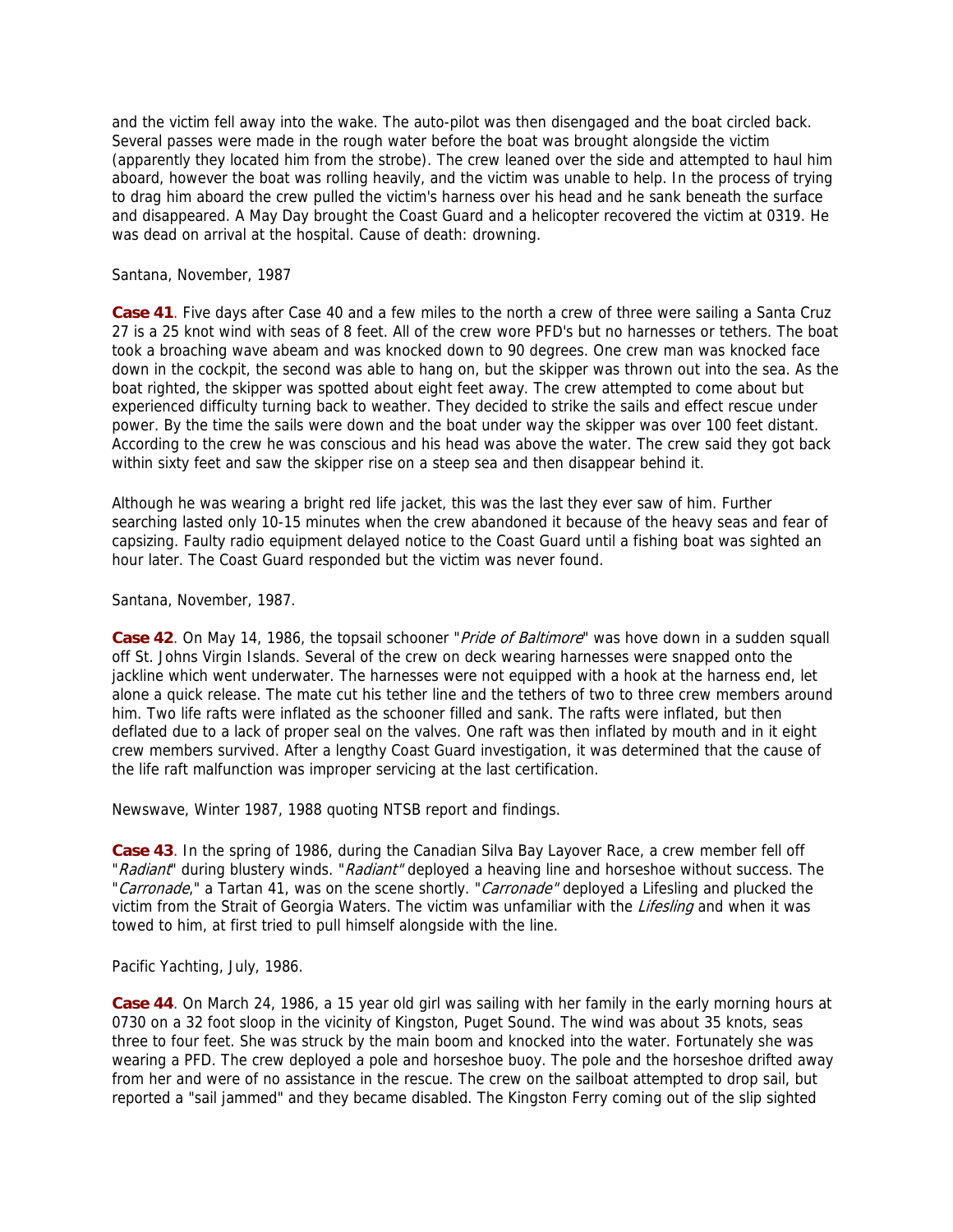and the victim fell away into the wake. The auto-pilot was then disengaged and the boat circled back. Several passes were made in the rough water before the boat was brought alongside the victim (apparently they located him from the strobe). The crew leaned over the side and attempted to haul him aboard, however the boat was rolling heavily, and the victim was unable to help. In the process of trying to drag him aboard the crew pulled the victim's harness over his head and he sank beneath the surface and disappeared. A May Day brought the Coast Guard and a helicopter recovered the victim at 0319. He was dead on arrival at the hospital. Cause of death: drowning.

Santana, November, 1987

**Case 41**. Five days after Case 40 and a few miles to the north a crew of three were sailing a Santa Cruz 27 is a 25 knot wind with seas of 8 feet. All of the crew wore PFD's but no harnesses or tethers. The boat took a broaching wave abeam and was knocked down to 90 degrees. One crew man was knocked face down in the cockpit, the second was able to hang on, but the skipper was thrown out into the sea. As the boat righted, the skipper was spotted about eight feet away. The crew attempted to come about but experienced difficulty turning back to weather. They decided to strike the sails and effect rescue under power. By the time the sails were down and the boat under way the skipper was over 100 feet distant. According to the crew he was conscious and his head was above the water. The crew said they got back within sixty feet and saw the skipper rise on a steep sea and then disappear behind it.

Although he was wearing a bright red life jacket, this was the last they ever saw of him. Further searching lasted only 10-15 minutes when the crew abandoned it because of the heavy seas and fear of capsizing. Faulty radio equipment delayed notice to the Coast Guard until a fishing boat was sighted an hour later. The Coast Guard responded but the victim was never found.

Santana, November, 1987.

**Case 42**. On May 14, 1986, the topsail schooner "*Pride of Baltimore*" was hove down in a sudden squall off St. Johns Virgin Islands. Several of the crew on deck wearing harnesses were snapped onto the jackline which went underwater. The harnesses were not equipped with a hook at the harness end, let alone a quick release. The mate cut his tether line and the tethers of two to three crew members around him. Two life rafts were inflated as the schooner filled and sank. The rafts were inflated, but then deflated due to a lack of proper seal on the valves. One raft was then inflated by mouth and in it eight crew members survived. After a lengthy Coast Guard investigation, it was determined that the cause of the life raft malfunction was improper servicing at the last certification.

Newswave, Winter 1987, 1988 quoting NTSB report and findings.

**Case 43**. In the spring of 1986, during the Canadian Silva Bay Layover Race, a crew member fell off "*Radiant*" during blustery winds. "*Radiant"* deployed a heaving line and horseshoe without success. The "*Carronade*," a Tartan 41, was on the scene shortly. "*Carronade"* deployed a Lifesling and plucked the victim from the Strait of Georgia Waters. The victim was unfamiliar with the *Lifesling* and when it was towed to him, at first tried to pull himself alongside with the line.

Pacific Yachting, July, 1986.

**Case 44**. On March 24, 1986, a 15 year old girl was sailing with her family in the early morning hours at 0730 on a 32 foot sloop in the vicinity of Kingston, Puget Sound. The wind was about 35 knots, seas three to four feet. She was struck by the main boom and knocked into the water. Fortunately she was wearing a PFD. The crew deployed a pole and horseshoe buoy. The pole and the horseshoe drifted away from her and were of no assistance in the rescue. The crew on the sailboat attempted to drop sail, but reported a "sail jammed" and they became disabled. The Kingston Ferry coming out of the slip sighted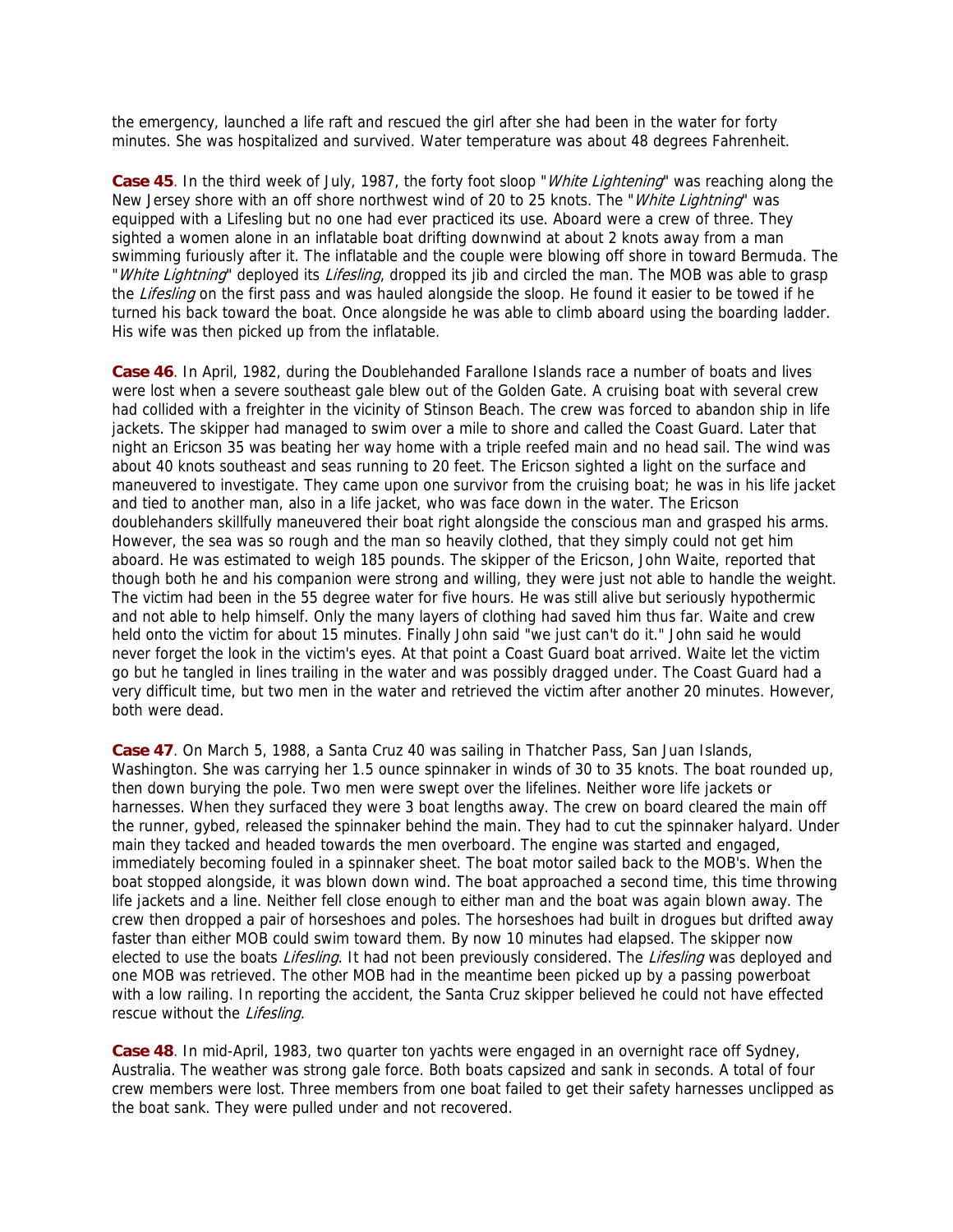the emergency, launched a life raft and rescued the girl after she had been in the water for forty minutes. She was hospitalized and survived. Water temperature was about 48 degrees Fahrenheit.

**Case 45**. In the third week of July, 1987, the forty foot sloop "*White Lightening*" was reaching along the New Jersey shore with an off shore northwest wind of 20 to 25 knots. The "*White Lightning*" was equipped with a Lifesling but no one had ever practiced its use. Aboard were a crew of three. They sighted a women alone in an inflatable boat drifting downwind at about 2 knots away from a man swimming furiously after it. The inflatable and the couple were blowing off shore in toward Bermuda. The "*White Lightning*" deployed its *Lifesling*, dropped its jib and circled the man. The MOB was able to grasp the *Lifesling* on the first pass and was hauled alongside the sloop. He found it easier to be towed if he turned his back toward the boat. Once alongside he was able to climb aboard using the boarding ladder. His wife was then picked up from the inflatable.

**Case 46**. In April, 1982, during the Doublehanded Farallone Islands race a number of boats and lives were lost when a severe southeast gale blew out of the Golden Gate. A cruising boat with several crew had collided with a freighter in the vicinity of Stinson Beach. The crew was forced to abandon ship in life jackets. The skipper had managed to swim over a mile to shore and called the Coast Guard. Later that night an Ericson 35 was beating her way home with a triple reefed main and no head sail. The wind was about 40 knots southeast and seas running to 20 feet. The Ericson sighted a light on the surface and maneuvered to investigate. They came upon one survivor from the cruising boat; he was in his life jacket and tied to another man, also in a life jacket, who was face down in the water. The Ericson doublehanders skillfully maneuvered their boat right alongside the conscious man and grasped his arms. However, the sea was so rough and the man so heavily clothed, that they simply could not get him aboard. He was estimated to weigh 185 pounds. The skipper of the Ericson, John Waite, reported that though both he and his companion were strong and willing, they were just not able to handle the weight. The victim had been in the 55 degree water for five hours. He was still alive but seriously hypothermic and not able to help himself. Only the many layers of clothing had saved him thus far. Waite and crew held onto the victim for about 15 minutes. Finally John said "we just can't do it." John said he would never forget the look in the victim's eyes. At that point a Coast Guard boat arrived. Waite let the victim go but he tangled in lines trailing in the water and was possibly dragged under. The Coast Guard had a very difficult time, but two men in the water and retrieved the victim after another 20 minutes. However, both were dead.

**Case 47**. On March 5, 1988, a Santa Cruz 40 was sailing in Thatcher Pass, San Juan Islands, Washington. She was carrying her 1.5 ounce spinnaker in winds of 30 to 35 knots. The boat rounded up, then down burying the pole. Two men were swept over the lifelines. Neither wore life jackets or harnesses. When they surfaced they were 3 boat lengths away. The crew on board cleared the main off the runner, gybed, released the spinnaker behind the main. They had to cut the spinnaker halyard. Under main they tacked and headed towards the men overboard. The engine was started and engaged, immediately becoming fouled in a spinnaker sheet. The boat motor sailed back to the MOB's. When the boat stopped alongside, it was blown down wind. The boat approached a second time, this time throwing life jackets and a line. Neither fell close enough to either man and the boat was again blown away. The crew then dropped a pair of horseshoes and poles. The horseshoes had built in drogues but drifted away faster than either MOB could swim toward them. By now 10 minutes had elapsed. The skipper now elected to use the boats *Lifesling*. It had not been previously considered. The *Lifesling* was deployed and one MOB was retrieved. The other MOB had in the meantime been picked up by a passing powerboat with a low railing. In reporting the accident, the Santa Cruz skipper believed he could not have effected rescue without the *Lifesling*.

**Case 48**. In mid-April, 1983, two quarter ton yachts were engaged in an overnight race off Sydney, Australia. The weather was strong gale force. Both boats capsized and sank in seconds. A total of four crew members were lost. Three members from one boat failed to get their safety harnesses unclipped as the boat sank. They were pulled under and not recovered.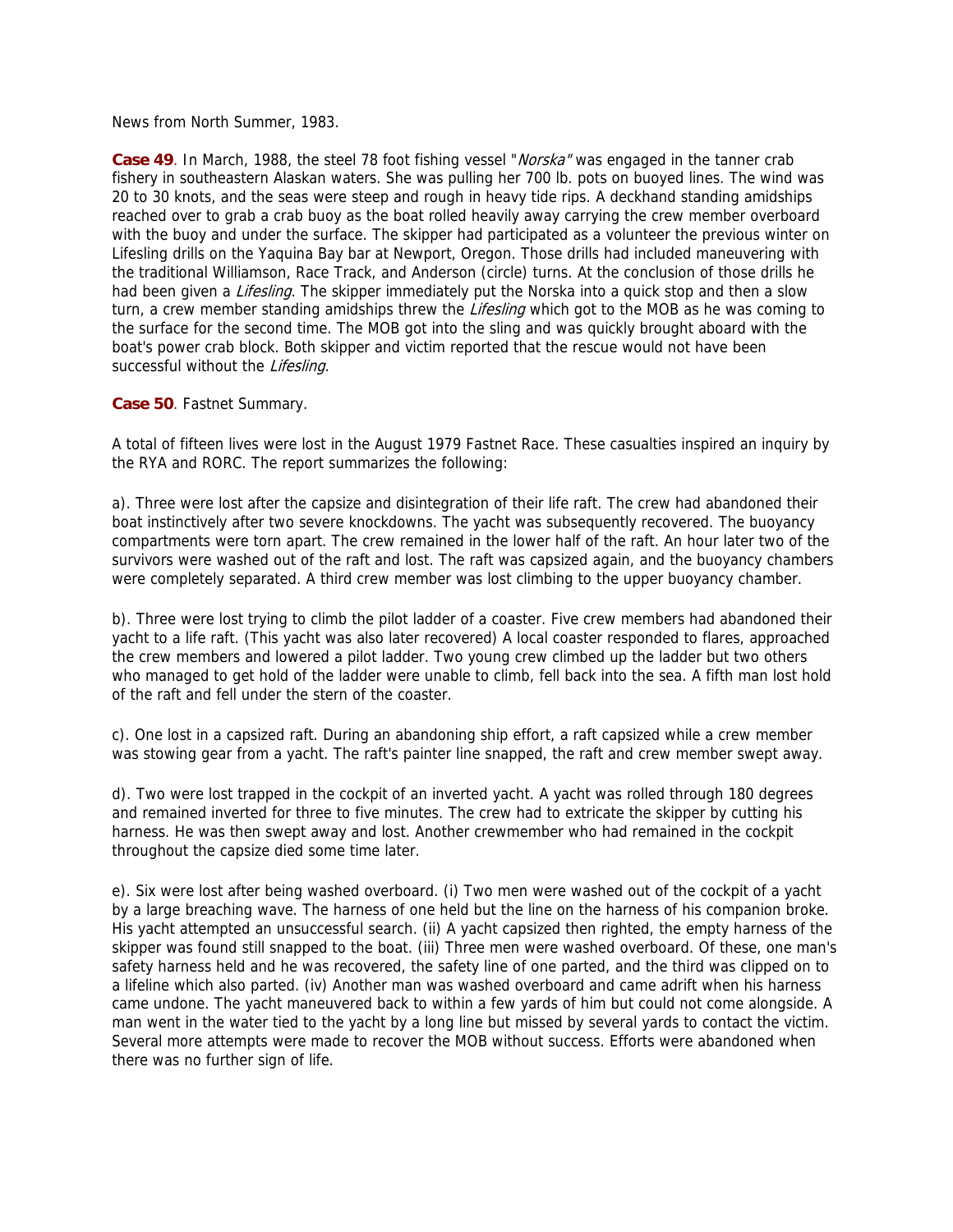News from North Summer, 1983.

**Case 49**. In March, 1988, the steel 78 foot fishing vessel "*Norska*" was engaged in the tanner crab fishery in southeastern Alaskan waters. She was pulling her 700 lb. pots on buoyed lines. The wind was 20 to 30 knots, and the seas were steep and rough in heavy tide rips. A deckhand standing amidships reached over to grab a crab buoy as the boat rolled heavily away carrying the crew member overboard with the buoy and under the surface. The skipper had participated as a volunteer the previous winter on Lifesling drills on the Yaquina Bay bar at Newport, Oregon. Those drills had included maneuvering with the traditional Williamson, Race Track, and Anderson (circle) turns. At the conclusion of those drills he had been given a *Lifesling*. The skipper immediately put the Norska into a quick stop and then a slow turn, a crew member standing amidships threw the *Lifesling* which got to the MOB as he was coming to the surface for the second time. The MOB got into the sling and was quickly brought aboard with the boat's power crab block. Both skipper and victim reported that the rescue would not have been successful without the *Lifesling*.

**Case 50**. Fastnet Summary.

A total of fifteen lives were lost in the August 1979 Fastnet Race. These casualties inspired an inquiry by the RYA and RORC. The report summarizes the following:

a). Three were lost after the capsize and disintegration of their life raft. The crew had abandoned their boat instinctively after two severe knockdowns. The yacht was subsequently recovered. The buoyancy compartments were torn apart. The crew remained in the lower half of the raft. An hour later two of the survivors were washed out of the raft and lost. The raft was capsized again, and the buoyancy chambers were completely separated. A third crew member was lost climbing to the upper buoyancy chamber.

b). Three were lost trying to climb the pilot ladder of a coaster. Five crew members had abandoned their yacht to a life raft. (This yacht was also later recovered) A local coaster responded to flares, approached the crew members and lowered a pilot ladder. Two young crew climbed up the ladder but two others who managed to get hold of the ladder were unable to climb, fell back into the sea. A fifth man lost hold of the raft and fell under the stern of the coaster.

c). One lost in a capsized raft. During an abandoning ship effort, a raft capsized while a crew member was stowing gear from a yacht. The raft's painter line snapped, the raft and crew member swept away.

d). Two were lost trapped in the cockpit of an inverted yacht. A yacht was rolled through 180 degrees and remained inverted for three to five minutes. The crew had to extricate the skipper by cutting his harness. He was then swept away and lost. Another crewmember who had remained in the cockpit throughout the capsize died some time later.

e). Six were lost after being washed overboard. (i) Two men were washed out of the cockpit of a yacht by a large breaching wave. The harness of one held but the line on the harness of his companion broke. His yacht attempted an unsuccessful search. (ii) A yacht capsized then righted, the empty harness of the skipper was found still snapped to the boat. (iii) Three men were washed overboard. Of these, one man's safety harness held and he was recovered, the safety line of one parted, and the third was clipped on to a lifeline which also parted. (iv) Another man was washed overboard and came adrift when his harness came undone. The yacht maneuvered back to within a few yards of him but could not come alongside. A man went in the water tied to the yacht by a long line but missed by several yards to contact the victim. Several more attempts were made to recover the MOB without success. Efforts were abandoned when there was no further sign of life.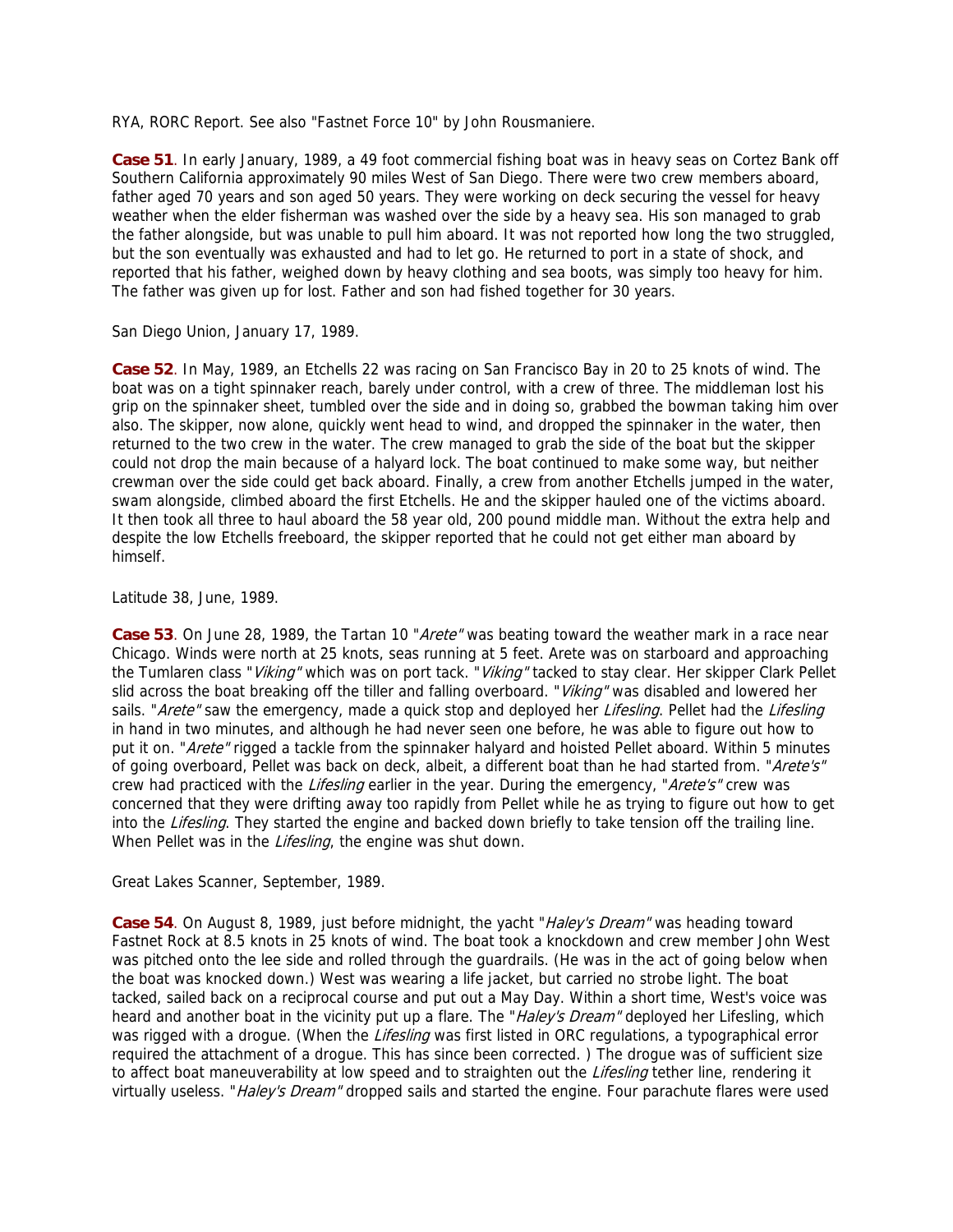RYA, RORC Report. See also "Fastnet Force 10" by John Rousmaniere.

**Case 51**. In early January, 1989, a 49 foot commercial fishing boat was in heavy seas on Cortez Bank off Southern California approximately 90 miles West of San Diego. There were two crew members aboard, father aged 70 years and son aged 50 years. They were working on deck securing the vessel for heavy weather when the elder fisherman was washed over the side by a heavy sea. His son managed to grab the father alongside, but was unable to pull him aboard. It was not reported how long the two struggled, but the son eventually was exhausted and had to let go. He returned to port in a state of shock, and reported that his father, weighed down by heavy clothing and sea boots, was simply too heavy for him. The father was given up for lost. Father and son had fished together for 30 years.

San Diego Union, January 17, 1989.

**Case 52**. In May, 1989, an Etchells 22 was racing on San Francisco Bay in 20 to 25 knots of wind. The boat was on a tight spinnaker reach, barely under control, with a crew of three. The middleman lost his grip on the spinnaker sheet, tumbled over the side and in doing so, grabbed the bowman taking him over also. The skipper, now alone, quickly went head to wind, and dropped the spinnaker in the water, then returned to the two crew in the water. The crew managed to grab the side of the boat but the skipper could not drop the main because of a halyard lock. The boat continued to make some way, but neither crewman over the side could get back aboard. Finally, a crew from another Etchells jumped in the water, swam alongside, climbed aboard the first Etchells. He and the skipper hauled one of the victims aboard. It then took all three to haul aboard the 58 year old, 200 pound middle man. Without the extra help and despite the low Etchells freeboard, the skipper reported that he could not get either man aboard by himself.

Latitude 38, June, 1989.

**Case 53**. On June 28, 1989, the Tartan 10 "*Arete*" was beating toward the weather mark in a race near Chicago. Winds were north at 25 knots, seas running at 5 feet. Arete was on starboard and approaching the Tumlaren class "*Viking*" which was on port tack. "*Viking*" tacked to stay clear. Her skipper Clark Pellet slid across the boat breaking off the tiller and falling overboard. "*Viking*" was disabled and lowered her sails. "*Arete*" saw the emergency, made a quick stop and deployed her *Lifesling*. Pellet had the *Lifesling* in hand in two minutes, and although he had never seen one before, he was able to figure out how to put it on. "*Arete*" rigged a tackle from the spinnaker halyard and hoisted Pellet aboard. Within 5 minutes of going overboard, Pellet was back on deck, albeit, a different boat than he had started from. "*Arete's*" crew had practiced with the *Lifesling* earlier in the year. During the emergency, "*Arete's*" crew was concerned that they were drifting away too rapidly from Pellet while he as trying to figure out how to get into the *Lifesling*. They started the engine and backed down briefly to take tension off the trailing line. When Pellet was in the *Lifesling*, the engine was shut down.

Great Lakes Scanner, September, 1989.

**Case 54**. On August 8, 1989, just before midnight, the yacht "*Haley's Dream*" was heading toward Fastnet Rock at 8.5 knots in 25 knots of wind. The boat took a knockdown and crew member John West was pitched onto the lee side and rolled through the guardrails. (He was in the act of going below when the boat was knocked down.) West was wearing a life jacket, but carried no strobe light. The boat tacked, sailed back on a reciprocal course and put out a May Day. Within a short time, West's voice was heard and another boat in the vicinity put up a flare. The "*Haley's Dream*" deployed her Lifesling, which was rigged with a drogue. (When the *Lifesling* was first listed in ORC regulations, a typographical error required the attachment of a drogue. This has since been corrected. ) The drogue was of sufficient size to affect boat maneuverability at low speed and to straighten out the *Lifesling* tether line, rendering it virtually useless. "*Haley's Dream*" dropped sails and started the engine. Four parachute flares were used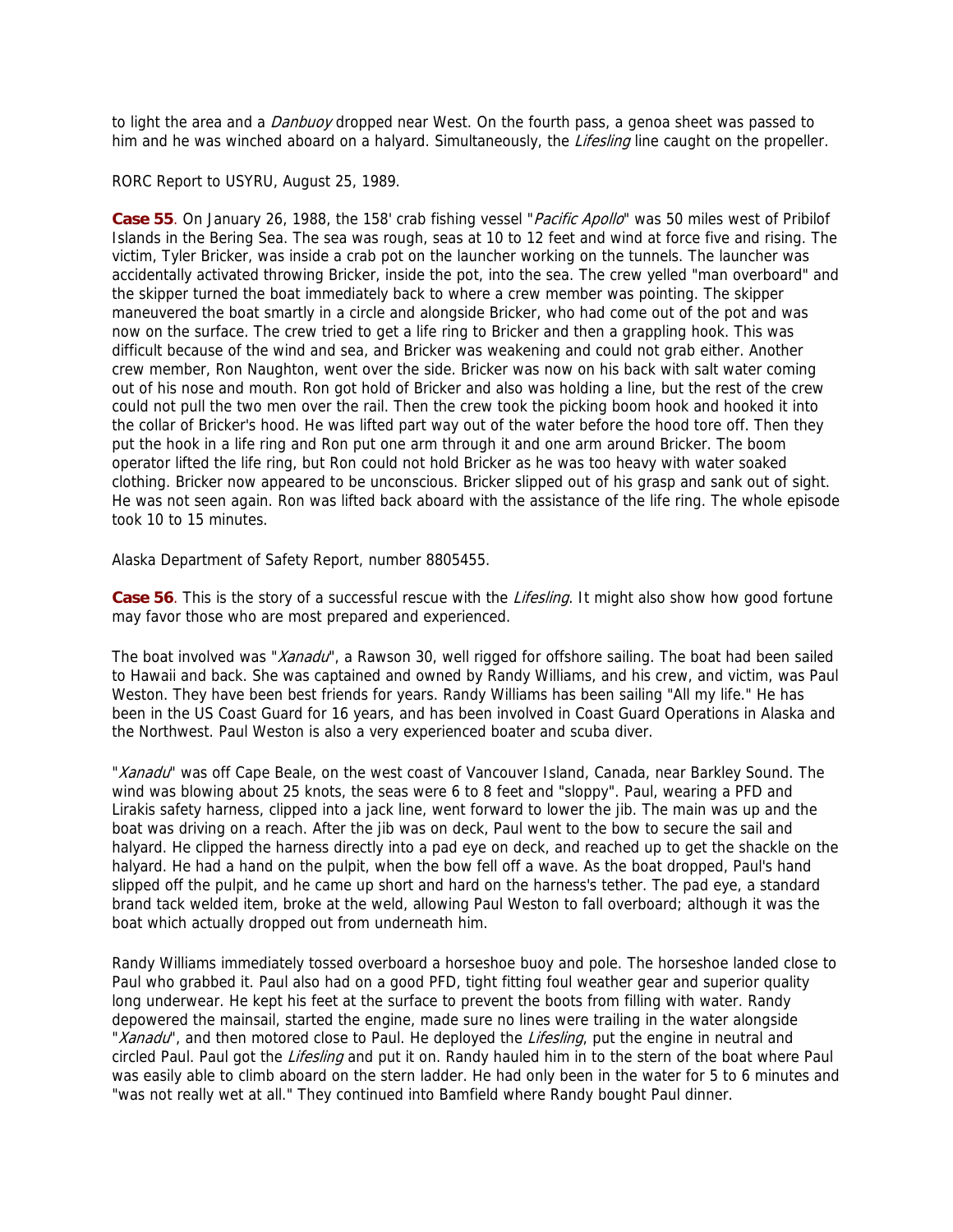to light the area and a *Danbuoy* dropped near West. On the fourth pass, a genoa sheet was passed to him and he was winched aboard on a halyard. Simultaneously, the *Lifesling* line caught on the propeller.

RORC Report to USYRU, August 25, 1989.

**Case 55**. On January 26, 1988, the 158' crab fishing vessel "*Pacific Apollo*" was 50 miles west of Pribilof Islands in the Bering Sea. The sea was rough, seas at 10 to 12 feet and wind at force five and rising. The victim, Tyler Bricker, was inside a crab pot on the launcher working on the tunnels. The launcher was accidentally activated throwing Bricker, inside the pot, into the sea. The crew yelled "man overboard" and the skipper turned the boat immediately back to where a crew member was pointing. The skipper maneuvered the boat smartly in a circle and alongside Bricker, who had come out of the pot and was now on the surface. The crew tried to get a life ring to Bricker and then a grappling hook. This was difficult because of the wind and sea, and Bricker was weakening and could not grab either. Another crew member, Ron Naughton, went over the side. Bricker was now on his back with salt water coming out of his nose and mouth. Ron got hold of Bricker and also was holding a line, but the rest of the crew could not pull the two men over the rail. Then the crew took the picking boom hook and hooked it into the collar of Bricker's hood. He was lifted part way out of the water before the hood tore off. Then they put the hook in a life ring and Ron put one arm through it and one arm around Bricker. The boom operator lifted the life ring, but Ron could not hold Bricker as he was too heavy with water soaked clothing. Bricker now appeared to be unconscious. Bricker slipped out of his grasp and sank out of sight. He was not seen again. Ron was lifted back aboard with the assistance of the life ring. The whole episode took 10 to 15 minutes.

Alaska Department of Safety Report, number 8805455.

**Case 56**. This is the story of a successful rescue with the *Lifesling*. It might also show how good fortune may favor those who are most prepared and experienced.

The boat involved was "*Xanadu*", a Rawson 30, well rigged for offshore sailing. The boat had been sailed to Hawaii and back. She was captained and owned by Randy Williams, and his crew, and victim, was Paul Weston. They have been best friends for years. Randy Williams has been sailing "All my life." He has been in the US Coast Guard for 16 years, and has been involved in Coast Guard Operations in Alaska and the Northwest. Paul Weston is also a very experienced boater and scuba diver.

"*Xanadu*" was off Cape Beale, on the west coast of Vancouver Island, Canada, near Barkley Sound. The wind was blowing about 25 knots, the seas were 6 to 8 feet and "sloppy". Paul, wearing a PFD and Lirakis safety harness, clipped into a jack line, went forward to lower the jib. The main was up and the boat was driving on a reach. After the jib was on deck, Paul went to the bow to secure the sail and halyard. He clipped the harness directly into a pad eye on deck, and reached up to get the shackle on the halyard. He had a hand on the pulpit, when the bow fell off a wave. As the boat dropped, Paul's hand slipped off the pulpit, and he came up short and hard on the harness's tether. The pad eye, a standard brand tack welded item, broke at the weld, allowing Paul Weston to fall overboard; although it was the boat which actually dropped out from underneath him.

Randy Williams immediately tossed overboard a horseshoe buoy and pole. The horseshoe landed close to Paul who grabbed it. Paul also had on a good PFD, tight fitting foul weather gear and superior quality long underwear. He kept his feet at the surface to prevent the boots from filling with water. Randy depowered the mainsail, started the engine, made sure no lines were trailing in the water alongside "*Xanadu*", and then motored close to Paul. He deployed the *Lifesling*, put the engine in neutral and circled Paul. Paul got the *Lifesling* and put it on. Randy hauled him in to the stern of the boat where Paul was easily able to climb aboard on the stern ladder. He had only been in the water for 5 to 6 minutes and "was not really wet at all." They continued into Bamfield where Randy bought Paul dinner.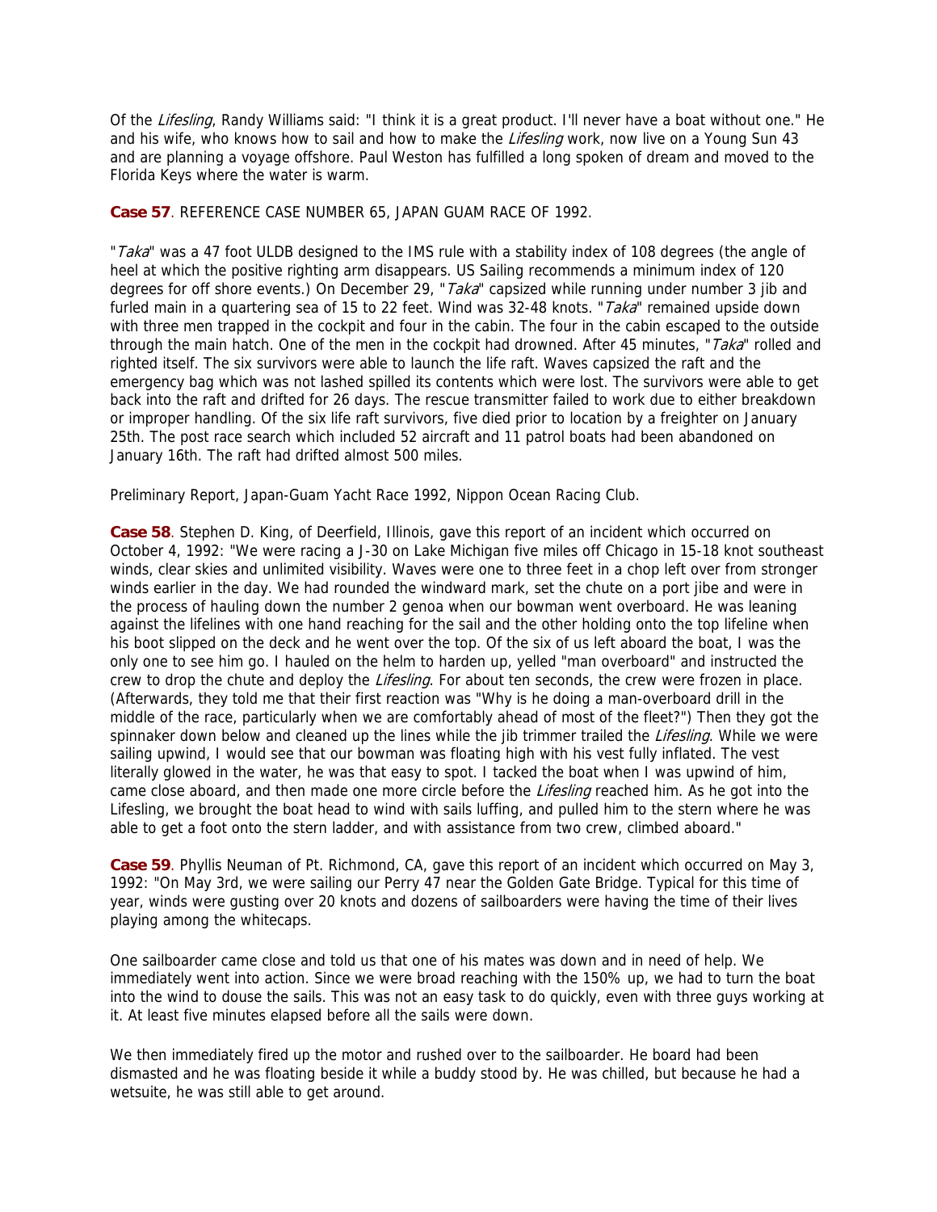Of the *Lifesling*, Randy Williams said: "I think it is a great product. I'll never have a boat without one." He and his wife, who knows how to sail and how to make the *Lifesling* work, now live on a Young Sun 43 and are planning a voyage offshore. Paul Weston has fulfilled a long spoken of dream and moved to the Florida Keys where the water is warm.

**Case 57**. REFERENCE CASE NUMBER 65, JAPAN GUAM RACE OF 1992.

"*Taka*" was a 47 foot ULDB designed to the IMS rule with a stability index of 108 degrees (the angle of heel at which the positive righting arm disappears. US Sailing recommends a minimum index of 120 degrees for off shore events.) On December 29, "*Taka*" capsized while running under number 3 jib and furled main in a quartering sea of 15 to 22 feet. Wind was 32-48 knots. "*Taka*" remained upside down with three men trapped in the cockpit and four in the cabin. The four in the cabin escaped to the outside through the main hatch. One of the men in the cockpit had drowned. After 45 minutes, "*Taka*" rolled and righted itself. The six survivors were able to launch the life raft. Waves capsized the raft and the emergency bag which was not lashed spilled its contents which were lost. The survivors were able to get back into the raft and drifted for 26 days. The rescue transmitter failed to work due to either breakdown or improper handling. Of the six life raft survivors, five died prior to location by a freighter on January 25th. The post race search which included 52 aircraft and 11 patrol boats had been abandoned on January 16th. The raft had drifted almost 500 miles.

Preliminary Report, Japan-Guam Yacht Race 1992, Nippon Ocean Racing Club.

**Case 58**. Stephen D. King, of Deerfield, Illinois, gave this report of an incident which occurred on October 4, 1992: "We were racing a J-30 on Lake Michigan five miles off Chicago in 15-18 knot southeast winds, clear skies and unlimited visibility. Waves were one to three feet in a chop left over from stronger winds earlier in the day. We had rounded the windward mark, set the chute on a port jibe and were in the process of hauling down the number 2 genoa when our bowman went overboard. He was leaning against the lifelines with one hand reaching for the sail and the other holding onto the top lifeline when his boot slipped on the deck and he went over the top. Of the six of us left aboard the boat, I was the only one to see him go. I hauled on the helm to harden up, yelled "man overboard" and instructed the crew to drop the chute and deploy the *Lifesling*. For about ten seconds, the crew were frozen in place. (Afterwards, they told me that their first reaction was "Why is he doing a man-overboard drill in the middle of the race, particularly when we are comfortably ahead of most of the fleet?") Then they got the spinnaker down below and cleaned up the lines while the jib trimmer trailed the *Lifesling*. While we were sailing upwind, I would see that our bowman was floating high with his vest fully inflated. The vest literally glowed in the water, he was that easy to spot. I tacked the boat when I was upwind of him, came close aboard, and then made one more circle before the *Lifesling* reached him. As he got into the Lifesling, we brought the boat head to wind with sails luffing, and pulled him to the stern where he was able to get a foot onto the stern ladder, and with assistance from two crew, climbed aboard."

**Case 59**. Phyllis Neuman of Pt. Richmond, CA, gave this report of an incident which occurred on May 3, 1992: "On May 3rd, we were sailing our Perry 47 near the Golden Gate Bridge. Typical for this time of year, winds were gusting over 20 knots and dozens of sailboarders were having the time of their lives playing among the whitecaps.

One sailboarder came close and told us that one of his mates was down and in need of help. We immediately went into action. Since we were broad reaching with the 150% up, we had to turn the boat into the wind to douse the sails. This was not an easy task to do quickly, even with three guys working at it. At least five minutes elapsed before all the sails were down.

We then immediately fired up the motor and rushed over to the sailboarder. He board had been dismasted and he was floating beside it while a buddy stood by. He was chilled, but because he had a wetsuite, he was still able to get around.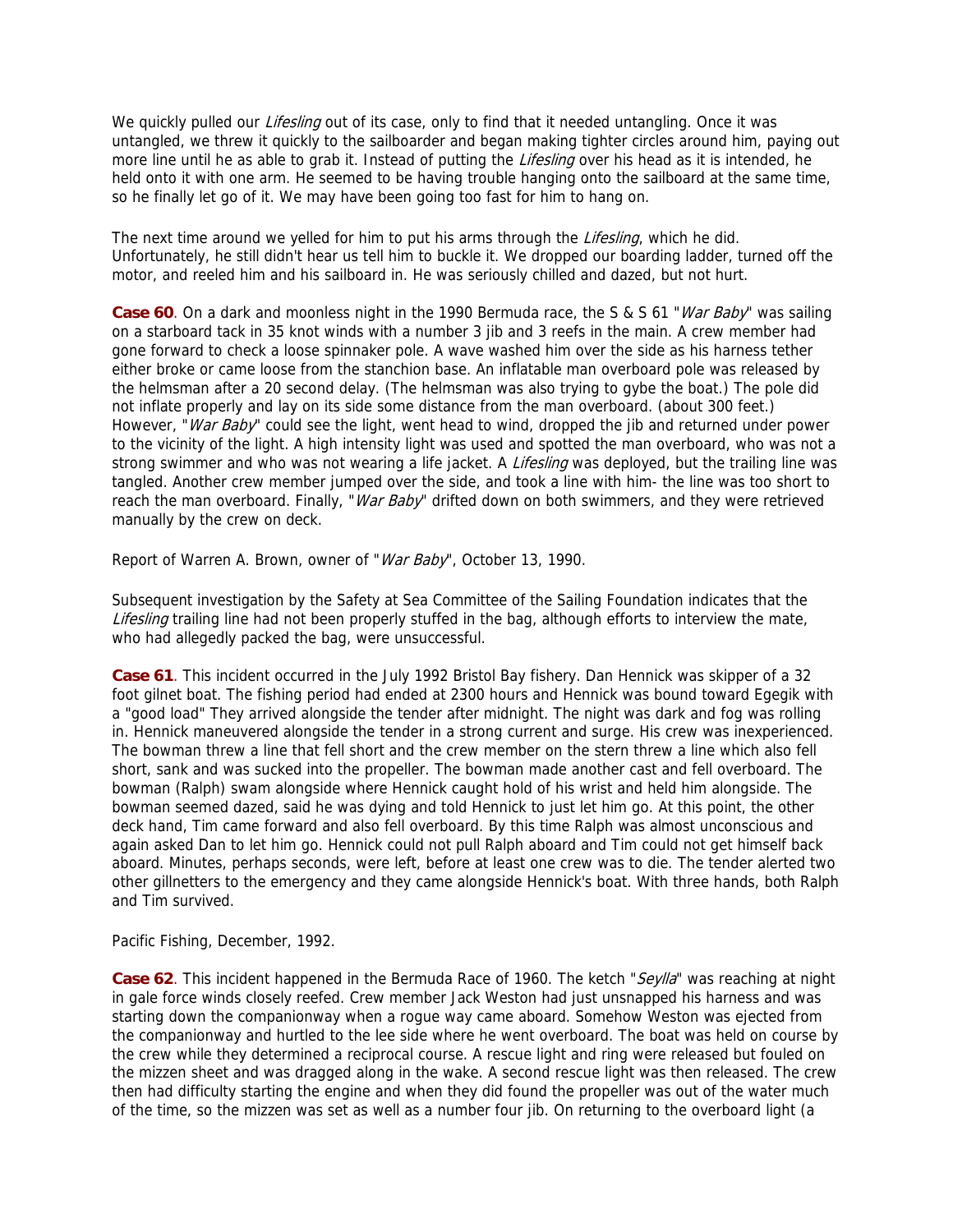We quickly pulled our *Lifesling* out of its case, only to find that it needed untangling. Once it was untangled, we threw it quickly to the sailboarder and began making tighter circles around him, paying out more line until he as able to grab it. Instead of putting the *Lifesling* over his head as it is intended, he held onto it with one arm. He seemed to be having trouble hanging onto the sailboard at the same time, so he finally let go of it. We may have been going too fast for him to hang on.

The next time around we yelled for him to put his arms through the *Lifesling*, which he did. Unfortunately, he still didn't hear us tell him to buckle it. We dropped our boarding ladder, turned off the motor, and reeled him and his sailboard in. He was seriously chilled and dazed, but not hurt.

**Case 60**. On a dark and moonless night in the 1990 Bermuda race, the S & S 61 "*War Baby*" was sailing on a starboard tack in 35 knot winds with a number 3 jib and 3 reefs in the main. A crew member had gone forward to check a loose spinnaker pole. A wave washed him over the side as his harness tether either broke or came loose from the stanchion base. An inflatable man overboard pole was released by the helmsman after a 20 second delay. (The helmsman was also trying to gybe the boat.) The pole did not inflate properly and lay on its side some distance from the man overboard. (about 300 feet.) However, "*War Baby*" could see the light, went head to wind, dropped the jib and returned under power to the vicinity of the light. A high intensity light was used and spotted the man overboard, who was not a strong swimmer and who was not wearing a life jacket. A *Lifesling* was deployed, but the trailing line was tangled. Another crew member jumped over the side, and took a line with him- the line was too short to reach the man overboard. Finally, "*War Baby*" drifted down on both swimmers, and they were retrieved manually by the crew on deck.

Report of Warren A. Brown, owner of "*War Baby*", October 13, 1990.

Subsequent investigation by the Safety at Sea Committee of the Sailing Foundation indicates that the *Lifesling* trailing line had not been properly stuffed in the bag, although efforts to interview the mate, who had allegedly packed the bag, were unsuccessful.

**Case 61**. This incident occurred in the July 1992 Bristol Bay fishery. Dan Hennick was skipper of a 32 foot gilnet boat. The fishing period had ended at 2300 hours and Hennick was bound toward Egegik with a "good load" They arrived alongside the tender after midnight. The night was dark and fog was rolling in. Hennick maneuvered alongside the tender in a strong current and surge. His crew was inexperienced. The bowman threw a line that fell short and the crew member on the stern threw a line which also fell short, sank and was sucked into the propeller. The bowman made another cast and fell overboard. The bowman (Ralph) swam alongside where Hennick caught hold of his wrist and held him alongside. The bowman seemed dazed, said he was dying and told Hennick to just let him go. At this point, the other deck hand, Tim came forward and also fell overboard. By this time Ralph was almost unconscious and again asked Dan to let him go. Hennick could not pull Ralph aboard and Tim could not get himself back aboard. Minutes, perhaps seconds, were left, before at least one crew was to die. The tender alerted two other gillnetters to the emergency and they came alongside Hennick's boat. With three hands, both Ralph and Tim survived.

Pacific Fishing, December, 1992.

**Case 62**. This incident happened in the Bermuda Race of 1960. The ketch "*Seylla*" was reaching at night in gale force winds closely reefed. Crew member Jack Weston had just unsnapped his harness and was starting down the companionway when a rogue way came aboard. Somehow Weston was ejected from the companionway and hurtled to the lee side where he went overboard. The boat was held on course by the crew while they determined a reciprocal course. A rescue light and ring were released but fouled on the mizzen sheet and was dragged along in the wake. A second rescue light was then released. The crew then had difficulty starting the engine and when they did found the propeller was out of the water much of the time, so the mizzen was set as well as a number four jib. On returning to the overboard light (a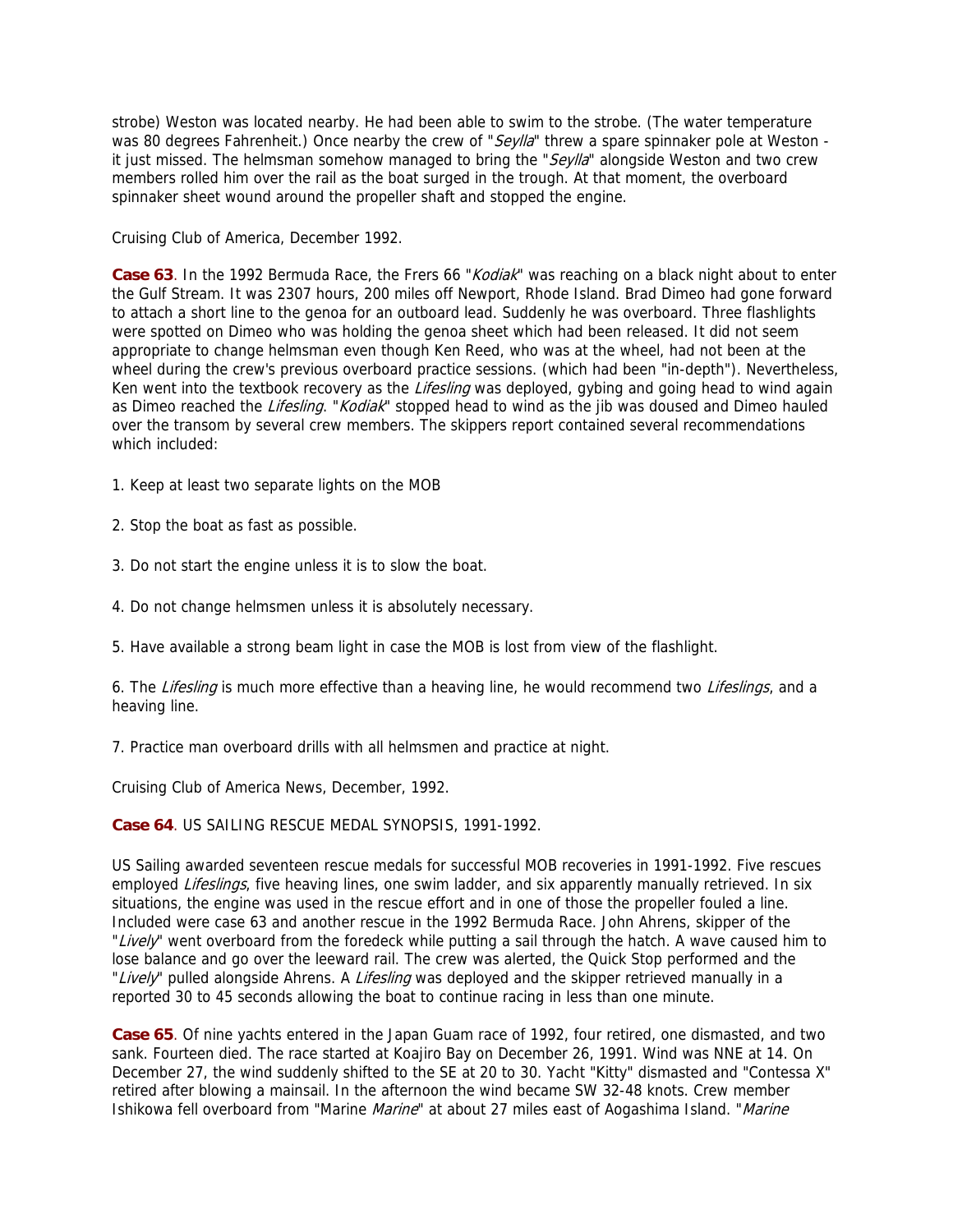strobe) Weston was located nearby. He had been able to swim to the strobe. (The water temperature was 80 degrees Fahrenheit.) Once nearby the crew of "*Seylla*" threw a spare spinnaker pole at Weston - it just missed. The helmsman somehow managed to bring the "*Seylla*" alongside Weston and two crew members rolled him over the rail as the boat surged in the trough. At that moment, the overboard spinnaker sheet wound around the propeller shaft and stopped the engine.

Cruising Club of America, December 1992.

**Case 63**. In the 1992 Bermuda Race, the Frers 66 "*Kodiak*" was reaching on a black night about to enter the Gulf Stream. It was 2307 hours, 200 miles off Newport, Rhode Island. Brad Dimeo had gone forward to attach a short line to the genoa for an outboard lead. Suddenly he was overboard. Three flashlights were spotted on Dimeo who was holding the genoa sheet which had been released. It did not seem appropriate to change helmsman even though Ken Reed, who was at the wheel, had not been at the wheel during the crew's previous overboard practice sessions. (which had been "in-depth"). Nevertheless, Ken went into the textbook recovery as the *Lifesling* was deployed, gybing and going head to wind again as Dimeo reached the *Lifesling*. "*Kodiak*" stopped head to wind as the jib was doused and Dimeo hauled over the transom by several crew members. The skippers report contained several recommendations which included:

1. Keep at least two separate lights on the MOB

2. Stop the boat as fast as possible.

3. Do not start the engine unless it is to slow the boat.

4. Do not change helmsmen unless it is absolutely necessary.

5. Have available a strong beam light in case the MOB is lost from view of the flashlight.

6. The *Lifesling* is much more effective than a heaving line, he would recommend two *Lifeslings*, and a heaving line.

7. Practice man overboard drills with all helmsmen and practice at night.

Cruising Club of America News, December, 1992.

**Case 64**. US SAILING RESCUE MEDAL SYNOPSIS, 1991-1992.

US Sailing awarded seventeen rescue medals for successful MOB recoveries in 1991-1992. Five rescues employed *Lifeslings*, five heaving lines, one swim ladder, and six apparently manually retrieved. In six situations, the engine was used in the rescue effort and in one of those the propeller fouled a line. Included were case 63 and another rescue in the 1992 Bermuda Race. John Ahrens, skipper of the "*Lively*" went overboard from the foredeck while putting a sail through the hatch. A wave caused him to lose balance and go over the leeward rail. The crew was alerted, the Quick Stop performed and the "*Lively*" pulled alongside Ahrens. A *Lifesling* was deployed and the skipper retrieved manually in a reported 30 to 45 seconds allowing the boat to continue racing in less than one minute.

**Case 65**. Of nine yachts entered in the Japan Guam race of 1992, four retired, one dismasted, and two sank. Fourteen died. The race started at Koajiro Bay on December 26, 1991. Wind was NNE at 14. On December 27, the wind suddenly shifted to the SE at 20 to 30. Yacht "Kitty" dismasted and "Contessa X" retired after blowing a mainsail. In the afternoon the wind became SW 32-48 knots. Crew member Ishikowa fell overboard from "Marine *Marine*" at about 27 miles east of Aogashima Island. "*Marine*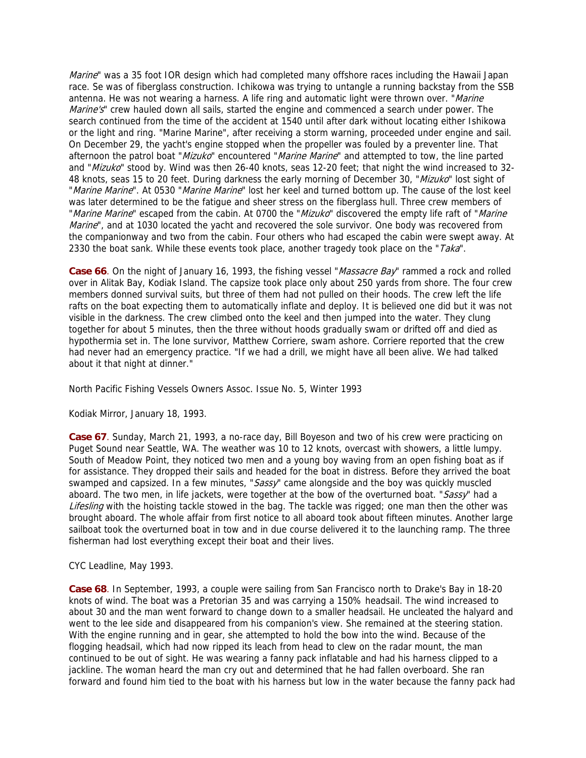*Marine*" was a 35 foot IOR design which had completed many offshore races including the Hawaii Japan race. Se was of fiberglass construction. Ichikowa was trying to untangle a running backstay from the SSB antenna. He was not wearing a harness. A life ring and automatic light were thrown over. "*Marine Marine's*" crew hauled down all sails, started the engine and commenced a search under power. The search continued from the time of the accident at 1540 until after dark without locating either Ishikowa or the light and ring. "Marine Marine", after receiving a storm warning, proceeded under engine and sail. On December 29, the yacht's engine stopped when the propeller was fouled by a preventer line. That afternoon the patrol boat "*Mizuko*" encountered "*Marine Marine*" and attempted to tow, the line parted and "*Mizuko*" stood by. Wind was then 26-40 knots, seas 12-20 feet; that night the wind increased to 32-48 knots, seas 15 to 20 feet. During darkness the early morning of December 30, "*Mizuko*" lost sight of "*Marine Marine*". At 0530 "*Marine Marine*" lost her keel and turned bottom up. The cause of the lost keel was later determined to be the fatigue and sheer stress on the fiberglass hull. Three crew members of "*Marine Marine*" escaped from the cabin. At 0700 the "*Mizuko*" discovered the empty life raft of "*Marine Marine*", and at 1030 located the yacht and recovered the sole survivor. One body was recovered from the companionway and two from the cabin. Four others who had escaped the cabin were swept away. At 2330 the boat sank. While these events took place, another tragedy took place on the "*Taka*".

**Case 66**. On the night of January 16, 1993, the fishing vessel "*Massacre Bay*" rammed a rock and rolled over in Alitak Bay, Kodiak Island. The capsize took place only about 250 yards from shore. The four crew members donned survival suits, but three of them had not pulled on their hoods. The crew left the life rafts on the boat expecting them to automatically inflate and deploy. It is believed one did but it was not visible in the darkness. The crew climbed onto the keel and then jumped into the water. They clung together for about 5 minutes, then the three without hoods gradually swam or drifted off and died as hypothermia set in. The lone survivor, Matthew Corriere, swam ashore. Corriere reported that the crew had never had an emergency practice. "If we had a drill, we might have all been alive. We had talked about it that night at dinner."

North Pacific Fishing Vessels Owners Assoc. Issue No. 5, Winter 1993

Kodiak Mirror, January 18, 1993.

**Case 67**. Sunday, March 21, 1993, a no-race day, Bill Boyeson and two of his crew were practicing on Puget Sound near Seattle, WA. The weather was 10 to 12 knots, overcast with showers, a little lumpy. South of Meadow Point, they noticed two men and a young boy waving from an open fishing boat as if for assistance. They dropped their sails and headed for the boat in distress. Before they arrived the boat swamped and capsized. In a few minutes, "*Sassy*" came alongside and the boy was quickly muscled aboard. The two men, in life jackets, were together at the bow of the overturned boat. "*Sassy*" had a *Lifesling* with the hoisting tackle stowed in the bag. The tackle was rigged; one man then the other was brought aboard. The whole affair from first notice to all aboard took about fifteen minutes. Another large sailboat took the overturned boat in tow and in due course delivered it to the launching ramp. The three fisherman had lost everything except their boat and their lives.

CYC Leadline, May 1993.

**Case 68**. In September, 1993, a couple were sailing from San Francisco north to Drake's Bay in 18-20 knots of wind. The boat was a Pretorian 35 and was carrying a 150% headsail. The wind increased to about 30 and the man went forward to change down to a smaller headsail. He uncleated the halyard and went to the lee side and disappeared from his companion's view. She remained at the steering station. With the engine running and in gear, she attempted to hold the bow into the wind. Because of the flogging headsail, which had now ripped its leach from head to clew on the radar mount, the man continued to be out of sight. He was wearing a fanny pack inflatable and had his harness clipped to a jackline. The woman heard the man cry out and determined that he had fallen overboard. She ran forward and found him tied to the boat with his harness but low in the water because the fanny pack had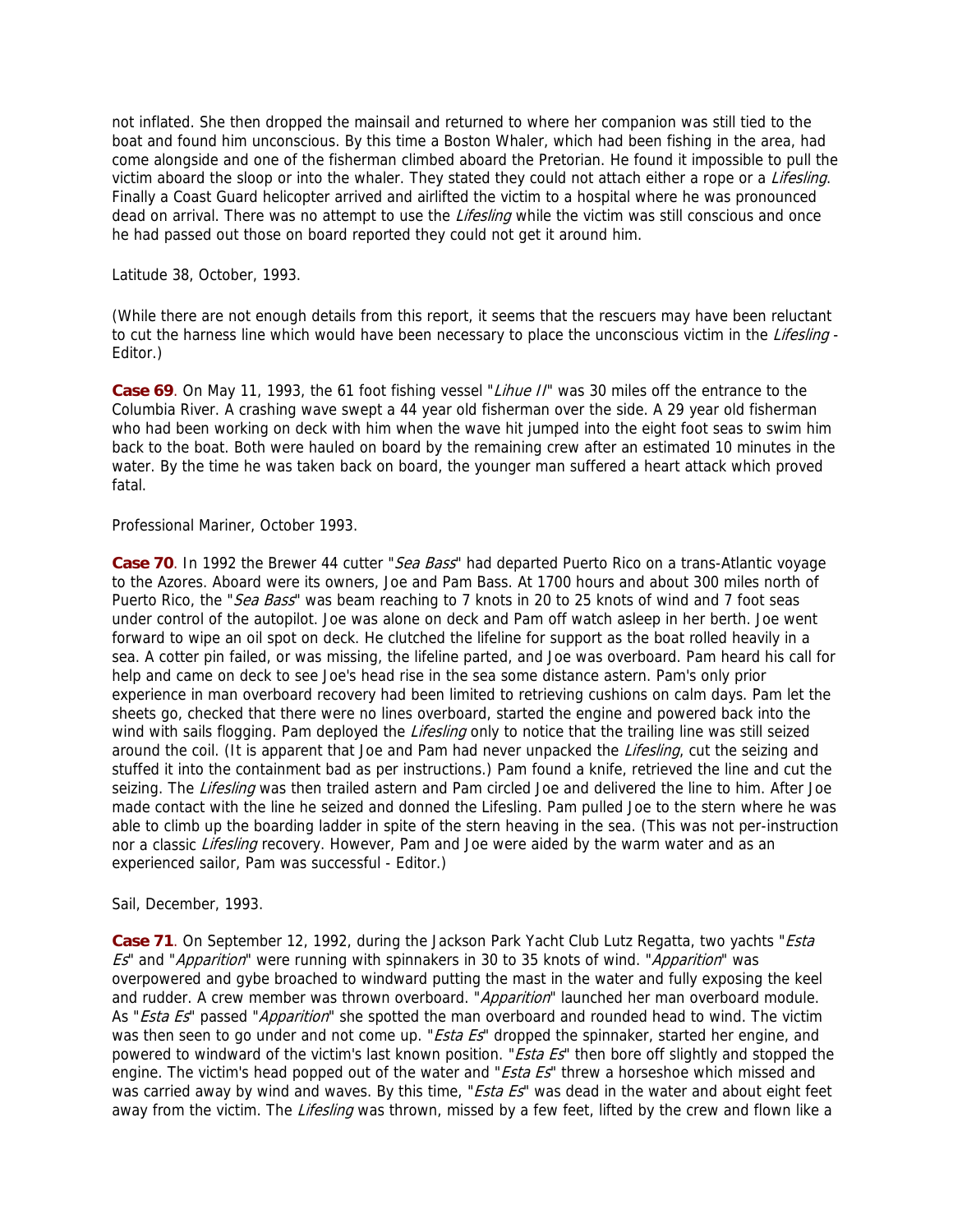not inflated. She then dropped the mainsail and returned to where her companion was still tied to the boat and found him unconscious. By this time a Boston Whaler, which had been fishing in the area, had come alongside and one of the fisherman climbed aboard the Pretorian. He found it impossible to pull the victim aboard the sloop or into the whaler. They stated they could not attach either a rope or a *Lifesling*. Finally a Coast Guard helicopter arrived and airlifted the victim to a hospital where he was pronounced dead on arrival. There was no attempt to use the *Lifesling* while the victim was still conscious and once he had passed out those on board reported they could not get it around him.

Latitude 38, October, 1993.

(While there are not enough details from this report, it seems that the rescuers may have been reluctant to cut the harness line which would have been necessary to place the unconscious victim in the *Lifesling* - Editor.)

**Case 69**. On May 11, 1993, the 61 foot fishing vessel "*Lihue II*" was 30 miles off the entrance to the Columbia River. A crashing wave swept a 44 year old fisherman over the side. A 29 year old fisherman who had been working on deck with him when the wave hit jumped into the eight foot seas to swim him back to the boat. Both were hauled on board by the remaining crew after an estimated 10 minutes in the water. By the time he was taken back on board, the younger man suffered a heart attack which proved fatal.

Professional Mariner, October 1993.

**Case 70**. In 1992 the Brewer 44 cutter "*Sea Bass*" had departed Puerto Rico on a trans-Atlantic voyage to the Azores. Aboard were its owners, Joe and Pam Bass. At 1700 hours and about 300 miles north of Puerto Rico, the "*Sea Bass*" was beam reaching to 7 knots in 20 to 25 knots of wind and 7 foot seas under control of the autopilot. Joe was alone on deck and Pam off watch asleep in her berth. Joe went forward to wipe an oil spot on deck. He clutched the lifeline for support as the boat rolled heavily in a sea. A cotter pin failed, or was missing, the lifeline parted, and Joe was overboard. Pam heard his call for help and came on deck to see Joe's head rise in the sea some distance astern. Pam's only prior experience in man overboard recovery had been limited to retrieving cushions on calm days. Pam let the sheets go, checked that there were no lines overboard, started the engine and powered back into the wind with sails flogging. Pam deployed the *Lifesling* only to notice that the trailing line was still seized around the coil. (It is apparent that Joe and Pam had never unpacked the *Lifesling*, cut the seizing and stuffed it into the containment bad as per instructions.) Pam found a knife, retrieved the line and cut the seizing. The *Lifesling* was then trailed astern and Pam circled Joe and delivered the line to him. After Joe made contact with the line he seized and donned the Lifesling. Pam pulled Joe to the stern where he was able to climb up the boarding ladder in spite of the stern heaving in the sea. (This was not per-instruction nor a classic *Lifesling* recovery. However, Pam and Joe were aided by the warm water and as an experienced sailor, Pam was successful - Editor.)

Sail, December, 1993.

**Case 71**. On September 12, 1992, during the Jackson Park Yacht Club Lutz Regatta, two yachts "*Esta Es*" and "*Apparition*" were running with spinnakers in 30 to 35 knots of wind. "*Apparition*" was overpowered and gybe broached to windward putting the mast in the water and fully exposing the keel and rudder. A crew member was thrown overboard. "*Apparition*" launched her man overboard module. As "*Esta Es*" passed "*Apparition*" she spotted the man overboard and rounded head to wind. The victim was then seen to go under and not come up. "*Esta Es*" dropped the spinnaker, started her engine, and powered to windward of the victim's last known position. "*Esta Es*" then bore off slightly and stopped the engine. The victim's head popped out of the water and "*Esta Es*" threw a horseshoe which missed and was carried away by wind and waves. By this time, "*Esta Es*" was dead in the water and about eight feet away from the victim. The *Lifesling* was thrown, missed by a few feet, lifted by the crew and flown like a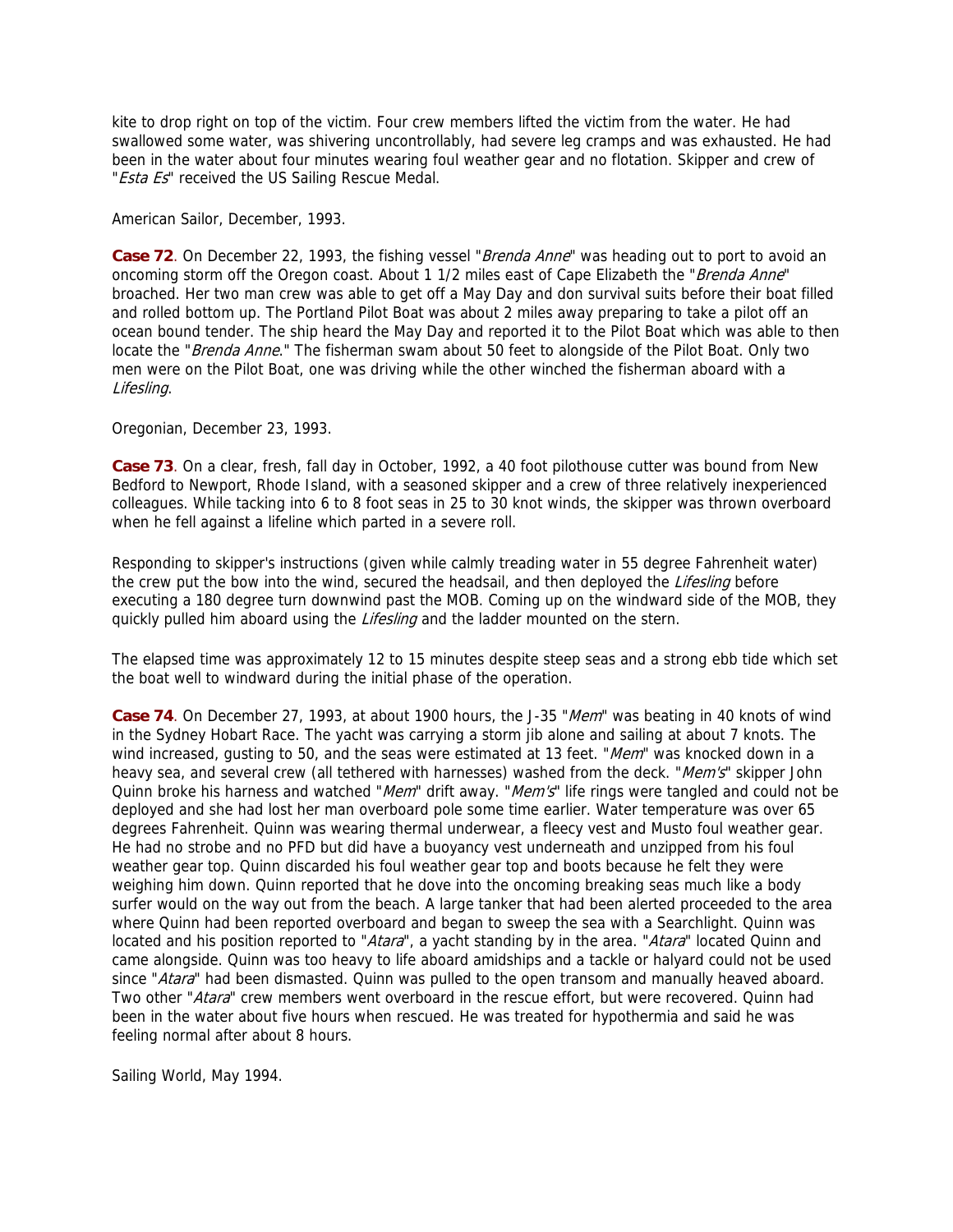kite to drop right on top of the victim. Four crew members lifted the victim from the water. He had swallowed some water, was shivering uncontrollably, had severe leg cramps and was exhausted. He had been in the water about four minutes wearing foul weather gear and no flotation. Skipper and crew of "*Esta Es*" received the US Sailing Rescue Medal.

American Sailor, December, 1993.

**Case 72**. On December 22, 1993, the fishing vessel "*Brenda Anne*" was heading out to port to avoid an oncoming storm off the Oregon coast. About 1 1/2 miles east of Cape Elizabeth the "*Brenda Anne*" broached. Her two man crew was able to get off a May Day and don survival suits before their boat filled and rolled bottom up. The Portland Pilot Boat was about 2 miles away preparing to take a pilot off an ocean bound tender. The ship heard the May Day and reported it to the Pilot Boat which was able to then locate the "*Brenda Anne*." The fisherman swam about 50 feet to alongside of the Pilot Boat. Only two men were on the Pilot Boat, one was driving while the other winched the fisherman aboard with a *Lifesling*.

Oregonian, December 23, 1993.

**Case 73**. On a clear, fresh, fall day in October, 1992, a 40 foot pilothouse cutter was bound from New Bedford to Newport, Rhode Island, with a seasoned skipper and a crew of three relatively inexperienced colleagues. While tacking into 6 to 8 foot seas in 25 to 30 knot winds, the skipper was thrown overboard when he fell against a lifeline which parted in a severe roll.

Responding to skipper's instructions (given while calmly treading water in 55 degree Fahrenheit water) the crew put the bow into the wind, secured the headsail, and then deployed the *Lifesling* before executing a 180 degree turn downwind past the MOB. Coming up on the windward side of the MOB, they quickly pulled him aboard using the *Lifesling* and the ladder mounted on the stern.

The elapsed time was approximately 12 to 15 minutes despite steep seas and a strong ebb tide which set the boat well to windward during the initial phase of the operation.

**Case 74**. On December 27, 1993, at about 1900 hours, the J-35 "*Mem*" was beating in 40 knots of wind in the Sydney Hobart Race. The yacht was carrying a storm jib alone and sailing at about 7 knots. The wind increased, gusting to 50, and the seas were estimated at 13 feet. "*Mem*" was knocked down in a heavy sea, and several crew (all tethered with harnesses) washed from the deck. "*Mem's*" skipper John Quinn broke his harness and watched "*Mem*" drift away. "*Mem's*" life rings were tangled and could not be deployed and she had lost her man overboard pole some time earlier. Water temperature was over 65 degrees Fahrenheit. Quinn was wearing thermal underwear, a fleecy vest and Musto foul weather gear. He had no strobe and no PFD but did have a buoyancy vest underneath and unzipped from his foul weather gear top. Quinn discarded his foul weather gear top and boots because he felt they were weighing him down. Quinn reported that he dove into the oncoming breaking seas much like a body surfer would on the way out from the beach. A large tanker that had been alerted proceeded to the area where Quinn had been reported overboard and began to sweep the sea with a Searchlight. Quinn was located and his position reported to "*Atara*", a yacht standing by in the area. "*Atara*" located Quinn and came alongside. Quinn was too heavy to life aboard amidships and a tackle or halyard could not be used since "*Atara*" had been dismasted. Quinn was pulled to the open transom and manually heaved aboard. Two other "*Atara*" crew members went overboard in the rescue effort, but were recovered. Quinn had been in the water about five hours when rescued. He was treated for hypothermia and said he was feeling normal after about 8 hours.

Sailing World, May 1994.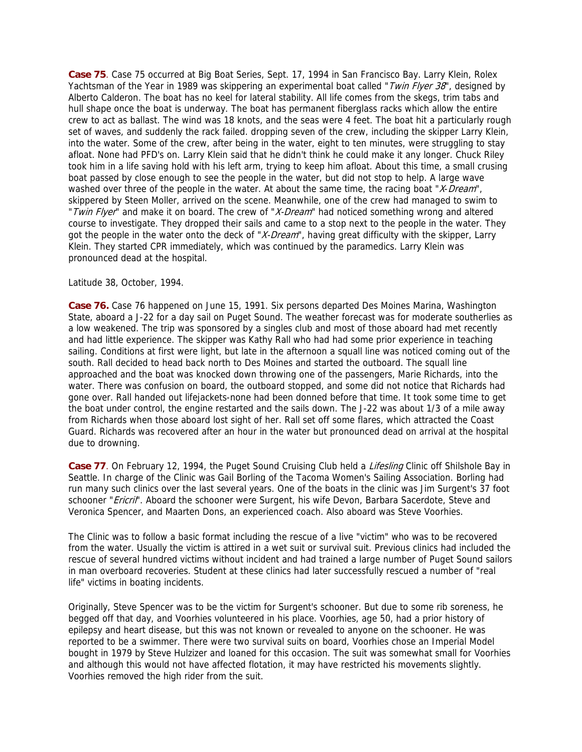**Case 75**. Case 75 occurred at Big Boat Series, Sept. 17, 1994 in San Francisco Bay. Larry Klein, Rolex Yachtsman of the Year in 1989 was skippering an experimental boat called "*Twin Flyer 38*", designed by Alberto Calderon. The boat has no keel for lateral stability. All life comes from the skegs, trim tabs and hull shape once the boat is underway. The boat has permanent fiberglass racks which allow the entire crew to act as ballast. The wind was 18 knots, and the seas were 4 feet. The boat hit a particularly rough set of waves, and suddenly the rack failed. dropping seven of the crew, including the skipper Larry Klein, into the water. Some of the crew, after being in the water, eight to ten minutes, were struggling to stay afloat. None had PFD's on. Larry Klein said that he didn't think he could make it any longer. Chuck Riley took him in a life saving hold with his left arm, trying to keep him afloat. About this time, a small crusing boat passed by close enough to see the people in the water, but did not stop to help. A large wave washed over three of the people in the water. At about the same time, the racing boat "*X-Dream*", skippered by Steen Moller, arrived on the scene. Meanwhile, one of the crew had managed to swim to "*Twin Flyer*" and make it on board. The crew of "*X-Dream*" had noticed something wrong and altered course to investigate. They dropped their sails and came to a stop next to the people in the water. They got the people in the water onto the deck of "*X-Dream*", having great difficulty with the skipper, Larry Klein. They started CPR immediately, which was continued by the paramedics. Larry Klein was pronounced dead at the hospital.

Latitude 38, October, 1994.

**Case 76.** Case 76 happened on June 15, 1991. Six persons departed Des Moines Marina, Washington State, aboard a J-22 for a day sail on Puget Sound. The weather forecast was for moderate southerlies as a low weakened. The trip was sponsored by a singles club and most of those aboard had met recently and had little experience. The skipper was Kathy Rall who had had some prior experience in teaching sailing. Conditions at first were light, but late in the afternoon a squall line was noticed coming out of the south. Rall decided to head back north to Des Moines and started the outboard. The squall line approached and the boat was knocked down throwing one of the passengers, Marie Richards, into the water. There was confusion on board, the outboard stopped, and some did not notice that Richards had gone over. Rall handed out lifejackets-none had been donned before that time. It took some time to get the boat under control, the engine restarted and the sails down. The J-22 was about 1/3 of a mile away from Richards when those aboard lost sight of her. Rall set off some flares, which attracted the Coast Guard. Richards was recovered after an hour in the water but pronounced dead on arrival at the hospital due to drowning.

**Case 77**. On February 12, 1994, the Puget Sound Cruising Club held a *Lifesling* Clinic off Shilshole Bay in Seattle. In charge of the Clinic was Gail Borling of the Tacoma Women's Sailing Association. Borling had run many such clinics over the last several years. One of the boats in the clinic was Jim Surgent's 37 foot schooner "*Ericri*". Aboard the schooner were Surgent, his wife Devon, Barbara Sacerdote, Steve and Veronica Spencer, and Maarten Dons, an experienced coach. Also aboard was Steve Voorhies.

The Clinic was to follow a basic format including the rescue of a live "victim" who was to be recovered from the water. Usually the victim is attired in a wet suit or survival suit. Previous clinics had included the rescue of several hundred victims without incident and had trained a large number of Puget Sound sailors in man overboard recoveries. Student at these clinics had later successfully rescued a number of "real life" victims in boating incidents.

Originally, Steve Spencer was to be the victim for Surgent's schooner. But due to some rib soreness, he begged off that day, and Voorhies volunteered in his place. Voorhies, age 50, had a prior history of epilepsy and heart disease, but this was not known or revealed to anyone on the schooner. He was reported to be a swimmer. There were two survival suits on board, Voorhies chose an Imperial Model bought in 1979 by Steve Hulzizer and loaned for this occasion. The suit was somewhat small for Voorhies and although this would not have affected flotation, it may have restricted his movements slightly. Voorhies removed the high rider from the suit.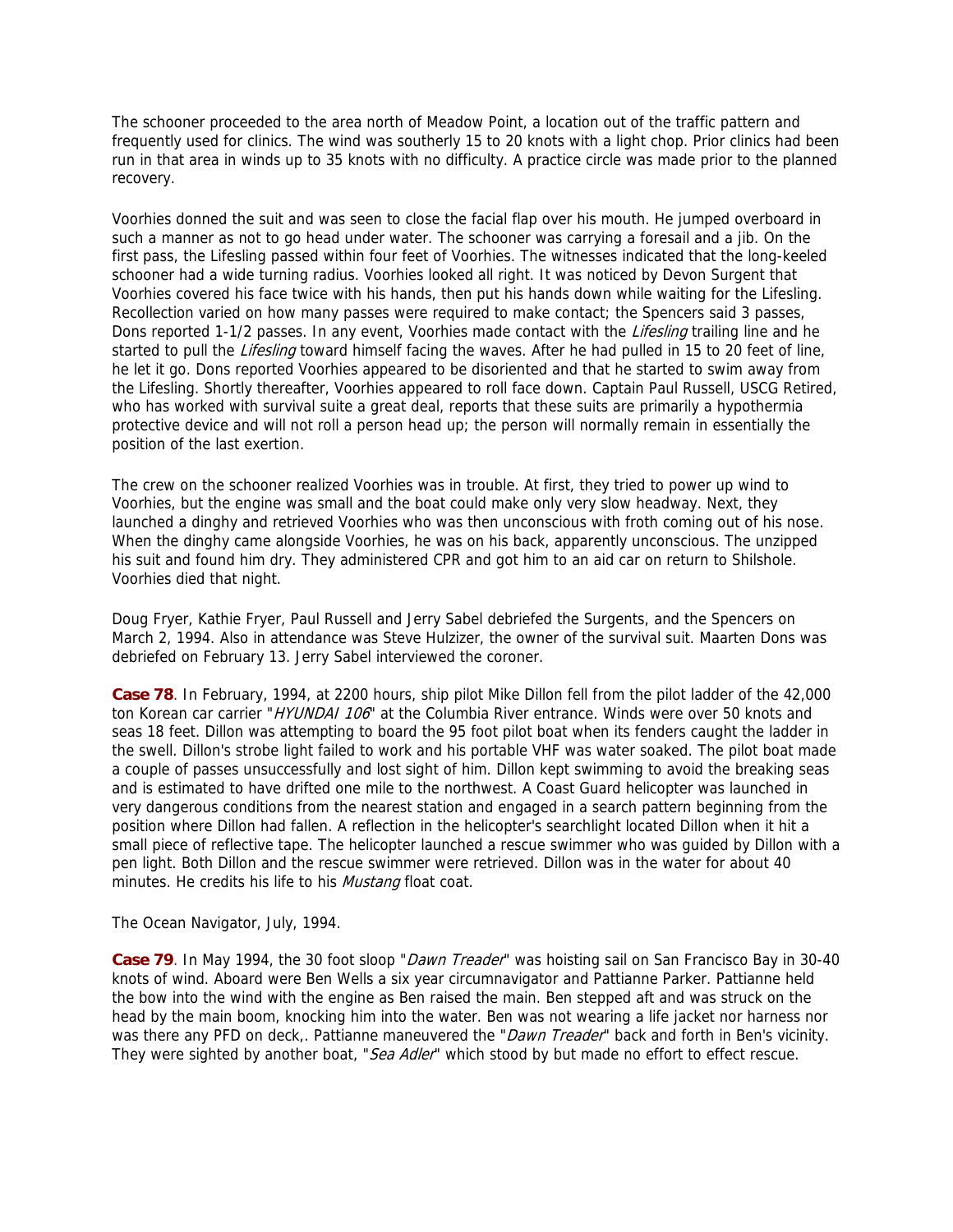The schooner proceeded to the area north of Meadow Point, a location out of the traffic pattern and frequently used for clinics. The wind was southerly 15 to 20 knots with a light chop. Prior clinics had been run in that area in winds up to 35 knots with no difficulty. A practice circle was made prior to the planned recovery.

Voorhies donned the suit and was seen to close the facial flap over his mouth. He jumped overboard in such a manner as not to go head under water. The schooner was carrying a foresail and a jib. On the first pass, the Lifesling passed within four feet of Voorhies. The witnesses indicated that the long-keeled schooner had a wide turning radius. Voorhies looked all right. It was noticed by Devon Surgent that Voorhies covered his face twice with his hands, then put his hands down while waiting for the Lifesling. Recollection varied on how many passes were required to make contact; the Spencers said 3 passes, Dons reported 1-1/2 passes. In any event, Voorhies made contact with the *Lifesling* trailing line and he started to pull the *Lifesling* toward himself facing the waves. After he had pulled in 15 to 20 feet of line, he let it go. Dons reported Voorhies appeared to be disoriented and that he started to swim away from the Lifesling. Shortly thereafter, Voorhies appeared to roll face down. Captain Paul Russell, USCG Retired, who has worked with survival suite a great deal, reports that these suits are primarily a hypothermia protective device and will not roll a person head up; the person will normally remain in essentially the position of the last exertion.

The crew on the schooner realized Voorhies was in trouble. At first, they tried to power up wind to Voorhies, but the engine was small and the boat could make only very slow headway. Next, they launched a dinghy and retrieved Voorhies who was then unconscious with froth coming out of his nose. When the dinghy came alongside Voorhies, he was on his back, apparently unconscious. The unzipped his suit and found him dry. They administered CPR and got him to an aid car on return to Shilshole. Voorhies died that night.

Doug Fryer, Kathie Fryer, Paul Russell and Jerry Sabel debriefed the Surgents, and the Spencers on March 2, 1994. Also in attendance was Steve Hulzizer, the owner of the survival suit. Maarten Dons was debriefed on February 13. Jerry Sabel interviewed the coroner.

**Case 78**. In February, 1994, at 2200 hours, ship pilot Mike Dillon fell from the pilot ladder of the 42,000 ton Korean car carrier "*HYUNDAI 106*" at the Columbia River entrance. Winds were over 50 knots and seas 18 feet. Dillon was attempting to board the 95 foot pilot boat when its fenders caught the ladder in the swell. Dillon's strobe light failed to work and his portable VHF was water soaked. The pilot boat made a couple of passes unsuccessfully and lost sight of him. Dillon kept swimming to avoid the breaking seas and is estimated to have drifted one mile to the northwest. A Coast Guard helicopter was launched in very dangerous conditions from the nearest station and engaged in a search pattern beginning from the position where Dillon had fallen. A reflection in the helicopter's searchlight located Dillon when it hit a small piece of reflective tape. The helicopter launched a rescue swimmer who was guided by Dillon with a pen light. Both Dillon and the rescue swimmer were retrieved. Dillon was in the water for about 40 minutes. He credits his life to his *Mustang* float coat.

The Ocean Navigator, July, 1994.

**Case 79**. In May 1994, the 30 foot sloop "*Dawn Treader*" was hoisting sail on San Francisco Bay in 30-40 knots of wind. Aboard were Ben Wells a six year circumnavigator and Pattianne Parker. Pattianne held the bow into the wind with the engine as Ben raised the main. Ben stepped aft and was struck on the head by the main boom, knocking him into the water. Ben was not wearing a life jacket nor harness nor was there any PFD on deck,. Pattianne maneuvered the "*Dawn Treader*" back and forth in Ben's vicinity. They were sighted by another boat, "*Sea Adler*" which stood by but made no effort to effect rescue.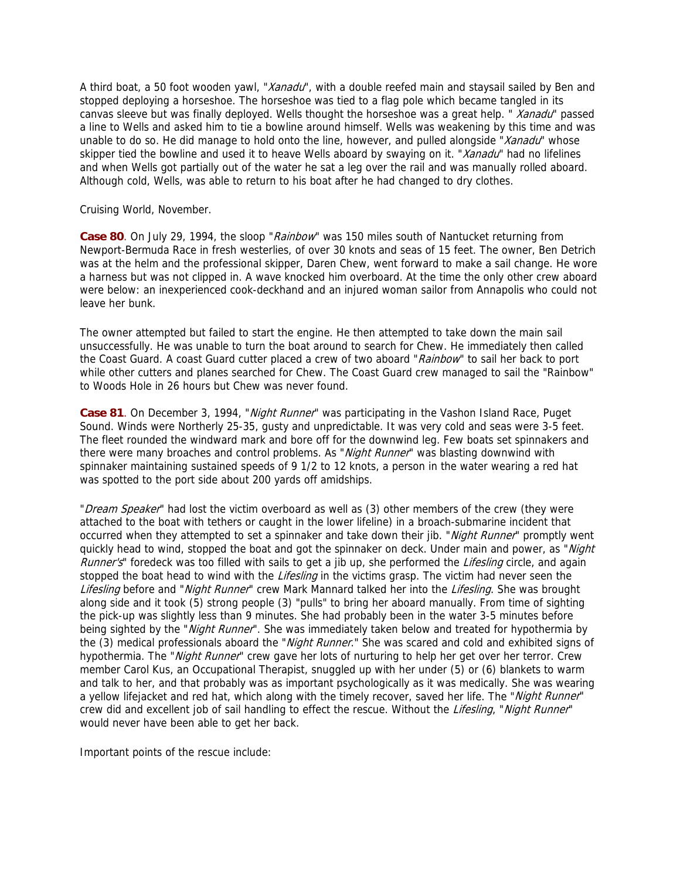A third boat, a 50 foot wooden yawl, "*Xanadu*", with a double reefed main and staysail sailed by Ben and stopped deploying a horseshoe. The horseshoe was tied to a flag pole which became tangled in its canvas sleeve but was finally deployed. Wells thought the horseshoe was a great help. " *Xanadu*" passed a line to Wells and asked him to tie a bowline around himself. Wells was weakening by this time and was unable to do so. He did manage to hold onto the line, however, and pulled alongside "*Xanadu*" whose skipper tied the bowline and used it to heave Wells aboard by swaying on it. "*Xanadu*" had no lifelines and when Wells got partially out of the water he sat a leg over the rail and was manually rolled aboard. Although cold, Wells, was able to return to his boat after he had changed to dry clothes.

Cruising World, November.

**Case 80**. On July 29, 1994, the sloop "*Rainbow*" was 150 miles south of Nantucket returning from Newport-Bermuda Race in fresh westerlies, of over 30 knots and seas of 15 feet. The owner, Ben Detrich was at the helm and the professional skipper, Daren Chew, went forward to make a sail change. He wore a harness but was not clipped in. A wave knocked him overboard. At the time the only other crew aboard were below: an inexperienced cook-deckhand and an injured woman sailor from Annapolis who could not leave her bunk.

The owner attempted but failed to start the engine. He then attempted to take down the main sail unsuccessfully. He was unable to turn the boat around to search for Chew. He immediately then called the Coast Guard. A coast Guard cutter placed a crew of two aboard "*Rainbow*" to sail her back to port while other cutters and planes searched for Chew. The Coast Guard crew managed to sail the "Rainbow" to Woods Hole in 26 hours but Chew was never found.

**Case 81**. On December 3, 1994, "*Night Runner*" was participating in the Vashon Island Race, Puget Sound. Winds were Northerly 25-35, gusty and unpredictable. It was very cold and seas were 3-5 feet. The fleet rounded the windward mark and bore off for the downwind leg. Few boats set spinnakers and there were many broaches and control problems. As "*Night Runner*" was blasting downwind with spinnaker maintaining sustained speeds of 9 1/2 to 12 knots, a person in the water wearing a red hat was spotted to the port side about 200 yards off amidships.

"*Dream Speaker*" had lost the victim overboard as well as (3) other members of the crew (they were attached to the boat with tethers or caught in the lower lifeline) in a broach-submarine incident that occurred when they attempted to set a spinnaker and take down their jib. "*Night Runner*" promptly went quickly head to wind, stopped the boat and got the spinnaker on deck. Under main and power, as "*Night Runner's*" foredeck was too filled with sails to get a jib up, she performed the *Lifesling* circle, and again stopped the boat head to wind with the *Lifesling* in the victims grasp. The victim had never seen the *Lifesling* before and "*Night Runner*" crew Mark Mannard talked her into the *Lifesling*. She was brought along side and it took (5) strong people (3) "pulls" to bring her aboard manually. From time of sighting the pick-up was slightly less than 9 minutes. She had probably been in the water 3-5 minutes before being sighted by the "*Night Runner*". She was immediately taken below and treated for hypothermia by the (3) medical professionals aboard the "*Night Runner*." She was scared and cold and exhibited signs of hypothermia. The "*Night Runner*" crew gave her lots of nurturing to help her get over her terror. Crew member Carol Kus, an Occupational Therapist, snuggled up with her under (5) or (6) blankets to warm and talk to her, and that probably was as important psychologically as it was medically. She was wearing a yellow lifejacket and red hat, which along with the timely recover, saved her life. The "*Night Runner*" crew did and excellent job of sail handling to effect the rescue. Without the *Lifesling*, "*Night Runner*" would never have been able to get her back.

Important points of the rescue include: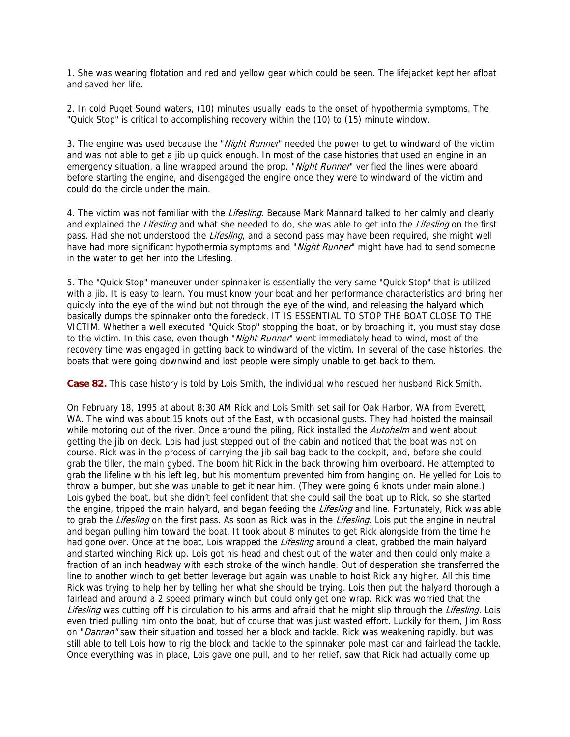1. She was wearing flotation and red and yellow gear which could be seen. The lifejacket kept her afloat and saved her life.

2. In cold Puget Sound waters, (10) minutes usually leads to the onset of hypothermia symptoms. The "Quick Stop" is critical to accomplishing recovery within the (10) to (15) minute window.

3. The engine was used because the "*Night Runner*" needed the power to get to windward of the victim and was not able to get a jib up quick enough. In most of the case histories that used an engine in an emergency situation, a line wrapped around the prop. "*Night Runner*" verified the lines were aboard before starting the engine, and disengaged the engine once they were to windward of the victim and could do the circle under the main.

4. The victim was not familiar with the *Lifesling*. Because Mark Mannard talked to her calmly and clearly and explained the *Lifesling* and what she needed to do, she was able to get into the *Lifesling* on the first pass. Had she not understood the *Lifesling*, and a second pass may have been required, she might well have had more significant hypothermia symptoms and "*Night Runner*" might have had to send someone in the water to get her into the Lifesling.

5. The "Quick Stop" maneuver under spinnaker is essentially the very same "Quick Stop" that is utilized with a jib. It is easy to learn. You must know your boat and her performance characteristics and bring her quickly into the eye of the wind but not through the eye of the wind, and releasing the halyard which basically dumps the spinnaker onto the foredeck. IT IS ESSENTIAL TO STOP THE BOAT CLOSE TO THE VICTIM. Whether a well executed "Quick Stop" stopping the boat, or by broaching it, you must stay close to the victim. In this case, even though "*Night Runner*" went immediately head to wind, most of the recovery time was engaged in getting back to windward of the victim. In several of the case histories, the boats that were going downwind and lost people were simply unable to get back to them.

**Case 82.** This case history is told by Lois Smith, the individual who rescued her husband Rick Smith.

On February 18, 1995 at about 8:30 AM Rick and Lois Smith set sail for Oak Harbor, WA from Everett, WA. The wind was about 15 knots out of the East, with occasional gusts. They had hoisted the mainsail while motoring out of the river. Once around the piling, Rick installed the *Autohelm* and went about getting the jib on deck. Lois had just stepped out of the cabin and noticed that the boat was not on course. Rick was in the process of carrying the jib sail bag back to the cockpit, and, before she could grab the tiller, the main gybed. The boom hit Rick in the back throwing him overboard. He attempted to grab the lifeline with his left leg, but his momentum prevented him from hanging on. He yelled for Lois to throw a bumper, but she was unable to get it near him. (They were going 6 knots under main alone.) Lois gybed the boat, but she didn't feel confident that she could sail the boat up to Rick, so she started the engine, tripped the main halyard, and began feeding the *Lifesling* and line. Fortunately, Rick was able to grab the *Lifesling* on the first pass. As soon as Rick was in the *Lifesling,* Lois put the engine in neutral and began pulling him toward the boat. It took about 8 minutes to get Rick alongside from the time he had gone over. Once at the boat, Lois wrapped the *Lifesling* around a cleat, grabbed the main halyard and started winching Rick up. Lois got his head and chest out of the water and then could only make a fraction of an inch headway with each stroke of the winch handle. Out of desperation she transferred the line to another winch to get better leverage but again was unable to hoist Rick any higher. All this time Rick was trying to help her by telling her what she should be trying. Lois then put the halyard thorough a fairlead and around a 2 speed primary winch but could only get one wrap. Rick was worried that the *Lifesling* was cutting off his circulation to his arms and afraid that he might slip through the *Lifesling*. Lois even tried pulling him onto the boat, but of course that was just wasted effort. Luckily for them, Jim Ross on "*Danran"* saw their situation and tossed her a block and tackle. Rick was weakening rapidly, but was still able to tell Lois how to rig the block and tackle to the spinnaker pole mast car and fairlead the tackle. Once everything was in place, Lois gave one pull, and to her relief, saw that Rick had actually come up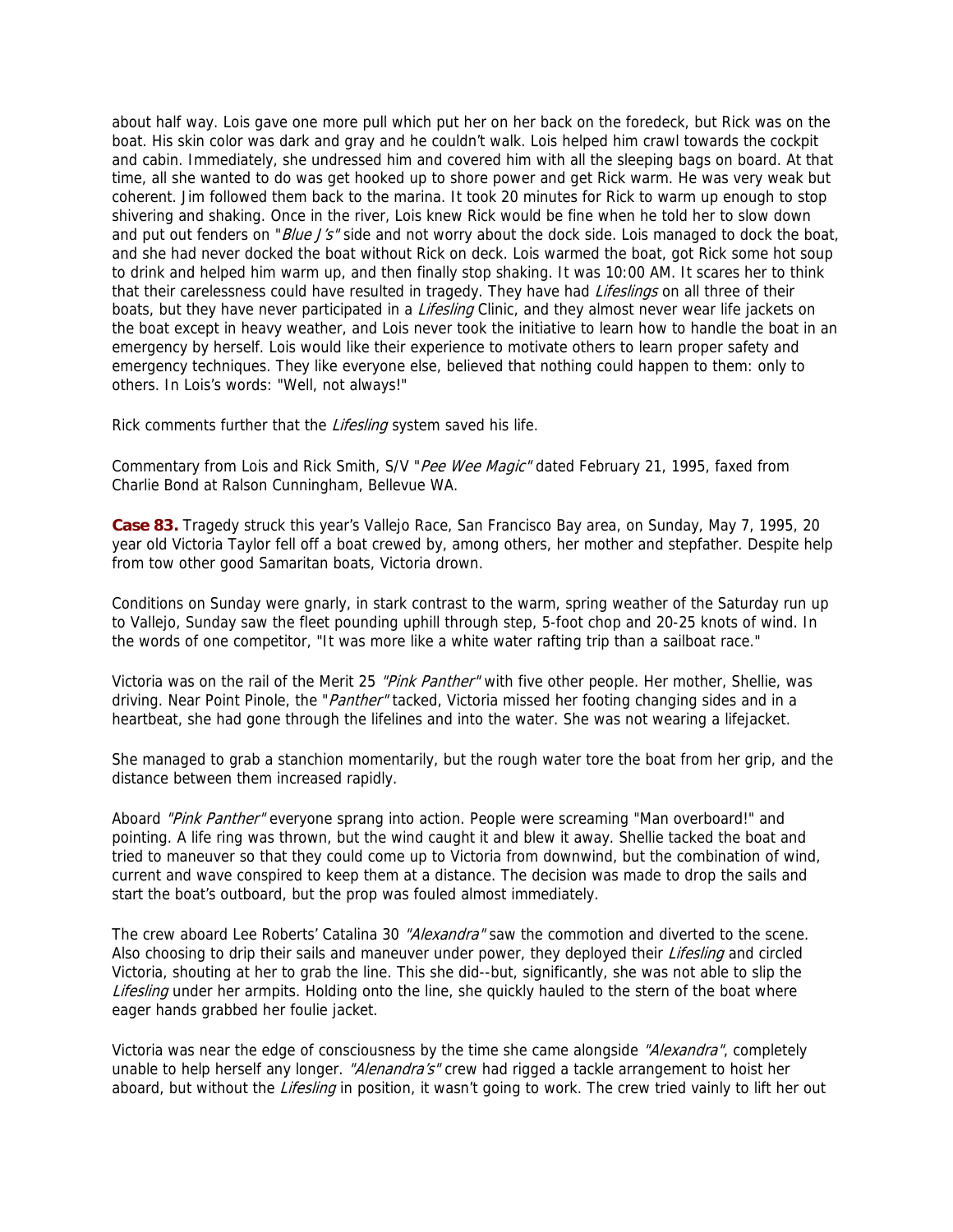about half way. Lois gave one more pull which put her on her back on the foredeck, but Rick was on the boat. His skin color was dark and gray and he couldn't walk. Lois helped him crawl towards the cockpit and cabin. Immediately, she undressed him and covered him with all the sleeping bags on board. At that time, all she wanted to do was get hooked up to shore power and get Rick warm. He was very weak but coherent. Jim followed them back to the marina. It took 20 minutes for Rick to warm up enough to stop shivering and shaking. Once in the river, Lois knew Rick would be fine when he told her to slow down and put out fenders on "*Blue J's*" side and not worry about the dock side. Lois managed to dock the boat, and she had never docked the boat without Rick on deck. Lois warmed the boat, got Rick some hot soup to drink and helped him warm up, and then finally stop shaking. It was 10:00 AM. It scares her to think that their carelessness could have resulted in tragedy. They have had *Lifeslings* on all three of their boats, but they have never participated in a *Lifesling* Clinic, and they almost never wear life jackets on the boat except in heavy weather, and Lois never took the initiative to learn how to handle the boat in an emergency by herself. Lois would like their experience to motivate others to learn proper safety and emergency techniques. They like everyone else, believed that nothing could happen to them: only to others. In Lois's words: "Well, not always!"

Rick comments further that the *Lifesling* system saved his life.

Commentary from Lois and Rick Smith, S/V "*Pee Wee Magic*" dated February 21, 1995, faxed from Charlie Bond at Ralson Cunningham, Bellevue WA.

**Case 83.** Tragedy struck this year's Vallejo Race, San Francisco Bay area, on Sunday, May 7, 1995, 20 year old Victoria Taylor fell off a boat crewed by, among others, her mother and stepfather. Despite help from tow other good Samaritan boats, Victoria drown.

Conditions on Sunday were gnarly, in stark contrast to the warm, spring weather of the Saturday run up to Vallejo, Sunday saw the fleet pounding uphill through step, 5-foot chop and 20-25 knots of wind. In the words of one competitor, "It was more like a white water rafting trip than a sailboat race."

Victoria was on the rail of the Merit 25 *"Pink Panther"* with five other people. Her mother, Shellie, was driving. Near Point Pinole, the "*Panther"* tacked, Victoria missed her footing changing sides and in a heartbeat, she had gone through the lifelines and into the water. She was not wearing a lifejacket.

She managed to grab a stanchion momentarily, but the rough water tore the boat from her grip, and the distance between them increased rapidly.

Aboard *"Pink Panther"* everyone sprang into action. People were screaming "Man overboard!" and pointing. A life ring was thrown, but the wind caught it and blew it away. Shellie tacked the boat and tried to maneuver so that they could come up to Victoria from downwind, but the combination of wind, current and wave conspired to keep them at a distance. The decision was made to drop the sails and start the boat's outboard, but the prop was fouled almost immediately.

The crew aboard Lee Roberts' Catalina 30 *"Alexandra"* saw the commotion and diverted to the scene. Also choosing to drip their sails and maneuver under power, they deployed their *Lifesling* and circled Victoria, shouting at her to grab the line. This she did--but, significantly, she was not able to slip the *Lifesling* under her armpits. Holding onto the line, she quickly hauled to the stern of the boat where eager hands grabbed her foulie jacket.

Victoria was near the edge of consciousness by the time she came alongside *"Alexandra"*, completely unable to help herself any longer. *"Alenandra's"* crew had rigged a tackle arrangement to hoist her aboard, but without the *Lifesling* in position, it wasn't going to work. The crew tried vainly to lift her out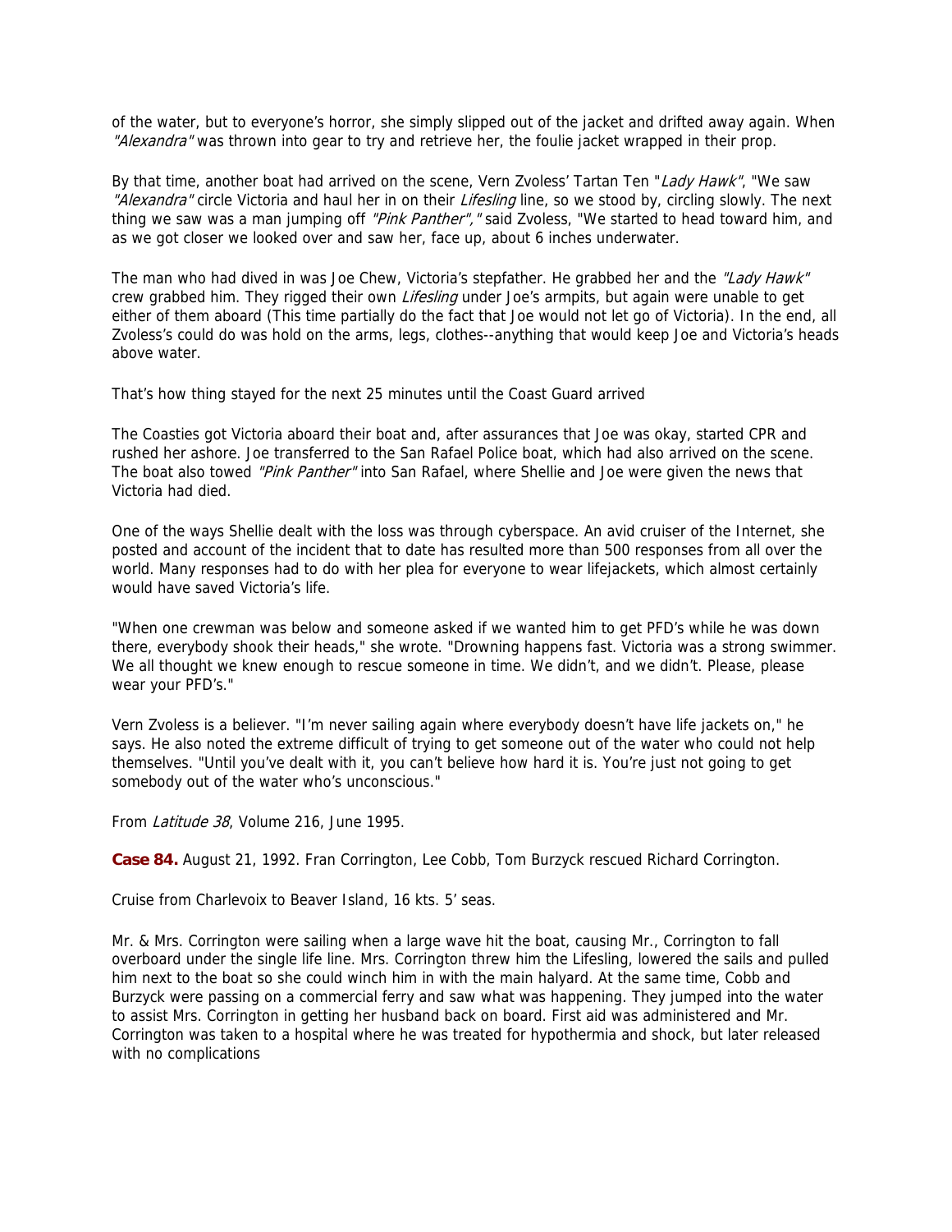of the water, but to everyone's horror, she simply slipped out of the jacket and drifted away again. When *"Alexandra"* was thrown into gear to try and retrieve her, the foulie jacket wrapped in their prop.

By that time, another boat had arrived on the scene, Vern Zvoless' Tartan Ten "*Lady Hawk*", "We saw *"Alexandra"* circle Victoria and haul her in on their *Lifesling* line, so we stood by, circling slowly. The next thing we saw was a man jumping off *"Pink Panther","* said Zvoless, "We started to head toward him, and as we got closer we looked over and saw her, face up, about 6 inches underwater.

The man who had dived in was Joe Chew, Victoria's stepfather. He grabbed her and the *"Lady Hawk"* crew grabbed him. They rigged their own *Lifesling* under Joe's armpits, but again were unable to get either of them aboard (This time partially do the fact that Joe would not let go of Victoria). In the end, all Zvoless's could do was hold on the arms, legs, clothes--anything that would keep Joe and Victoria's heads above water.

That's how thing stayed for the next 25 minutes until the Coast Guard arrived

The Coasties got Victoria aboard their boat and, after assurances that Joe was okay, started CPR and rushed her ashore. Joe transferred to the San Rafael Police boat, which had also arrived on the scene. The boat also towed *"Pink Panther"* into San Rafael, where Shellie and Joe were given the news that Victoria had died.

One of the ways Shellie dealt with the loss was through cyberspace. An avid cruiser of the Internet, she posted and account of the incident that to date has resulted more than 500 responses from all over the world. Many responses had to do with her plea for everyone to wear lifejackets, which almost certainly would have saved Victoria's life.

"When one crewman was below and someone asked if we wanted him to get PFD's while he was down there, everybody shook their heads," she wrote. "Drowning happens fast. Victoria was a strong swimmer. We all thought we knew enough to rescue someone in time. We didn't, and we didn't. Please, please wear your PFD's."

Vern Zvoless is a believer. "I'm never sailing again where everybody doesn't have life jackets on," he says. He also noted the extreme difficult of trying to get someone out of the water who could not help themselves. "Until you've dealt with it, you can't believe how hard it is. You're just not going to get somebody out of the water who's unconscious."

From *Latitude 38*, Volume 216, June 1995.

**Case 84.** August 21, 1992. Fran Corrington, Lee Cobb, Tom Burzyck rescued Richard Corrington.

Cruise from Charlevoix to Beaver Island, 16 kts. 5' seas.

Mr. & Mrs. Corrington were sailing when a large wave hit the boat, causing Mr., Corrington to fall overboard under the single life line. Mrs. Corrington threw him the Lifesling, lowered the sails and pulled him next to the boat so she could winch him in with the main halyard. At the same time, Cobb and Burzyck were passing on a commercial ferry and saw what was happening. They jumped into the water to assist Mrs. Corrington in getting her husband back on board. First aid was administered and Mr. Corrington was taken to a hospital where he was treated for hypothermia and shock, but later released with no complications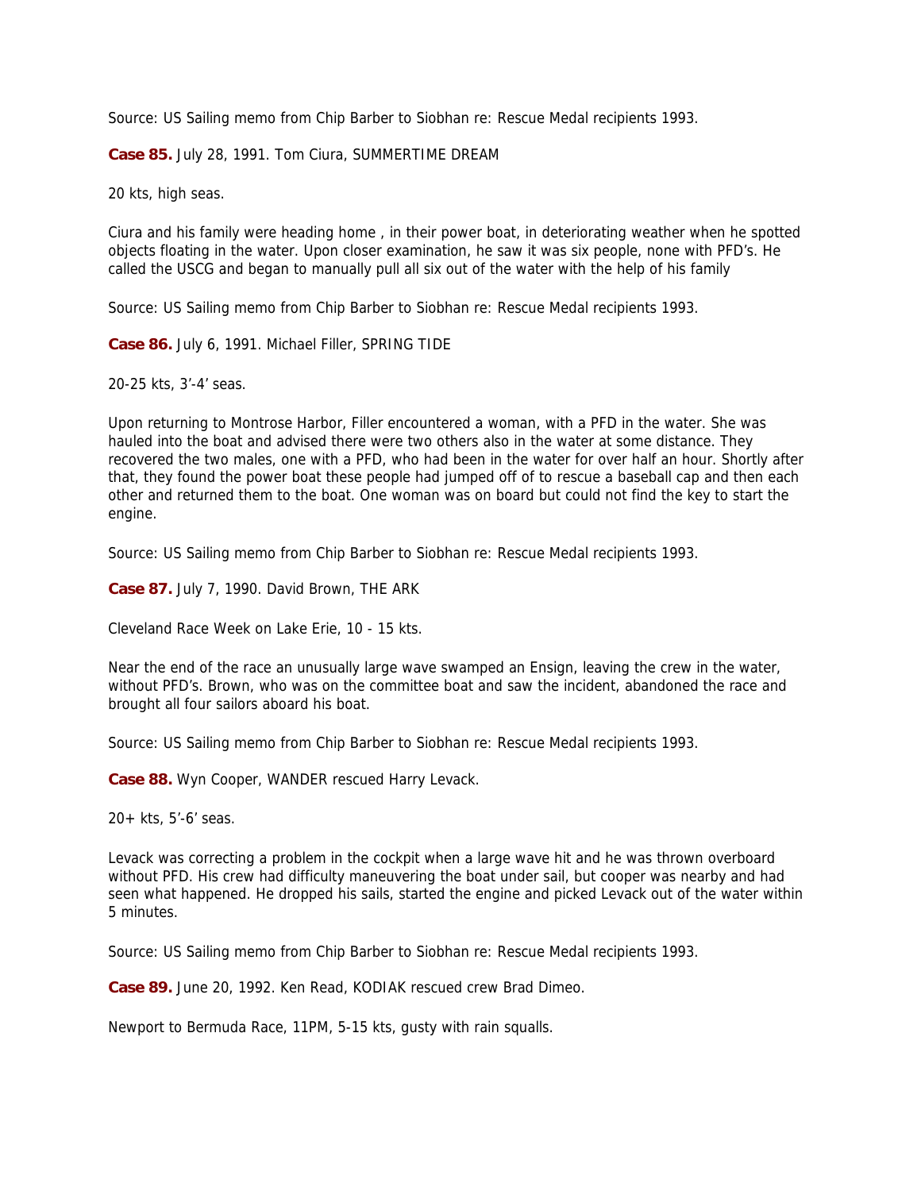Source: US Sailing memo from Chip Barber to Siobhan re: Rescue Medal recipients 1993.

**Case 85.** July 28, 1991. Tom Ciura, SUMMERTIME DREAM

20 kts, high seas.

Ciura and his family were heading home , in their power boat, in deteriorating weather when he spotted objects floating in the water. Upon closer examination, he saw it was six people, none with PFD's. He called the USCG and began to manually pull all six out of the water with the help of his family

Source: US Sailing memo from Chip Barber to Siobhan re: Rescue Medal recipients 1993.

**Case 86.** July 6, 1991. Michael Filler, SPRING TIDE

20-25 kts, 3'-4' seas.

Upon returning to Montrose Harbor, Filler encountered a woman, with a PFD in the water. She was hauled into the boat and advised there were two others also in the water at some distance. They recovered the two males, one with a PFD, who had been in the water for over half an hour. Shortly after that, they found the power boat these people had jumped off of to rescue a baseball cap and then each other and returned them to the boat. One woman was on board but could not find the key to start the engine.

Source: US Sailing memo from Chip Barber to Siobhan re: Rescue Medal recipients 1993.

**Case 87.** July 7, 1990. David Brown, THE ARK

Cleveland Race Week on Lake Erie, 10 - 15 kts.

Near the end of the race an unusually large wave swamped an Ensign, leaving the crew in the water, without PFD's. Brown, who was on the committee boat and saw the incident, abandoned the race and brought all four sailors aboard his boat.

Source: US Sailing memo from Chip Barber to Siobhan re: Rescue Medal recipients 1993.

**Case 88.** Wyn Cooper, WANDER rescued Harry Levack.

20+ kts, 5'-6' seas.

Levack was correcting a problem in the cockpit when a large wave hit and he was thrown overboard without PFD. His crew had difficulty maneuvering the boat under sail, but cooper was nearby and had seen what happened. He dropped his sails, started the engine and picked Levack out of the water within 5 minutes.

Source: US Sailing memo from Chip Barber to Siobhan re: Rescue Medal recipients 1993.

**Case 89.** June 20, 1992. Ken Read, KODIAK rescued crew Brad Dimeo.

Newport to Bermuda Race, 11PM, 5-15 kts, gusty with rain squalls.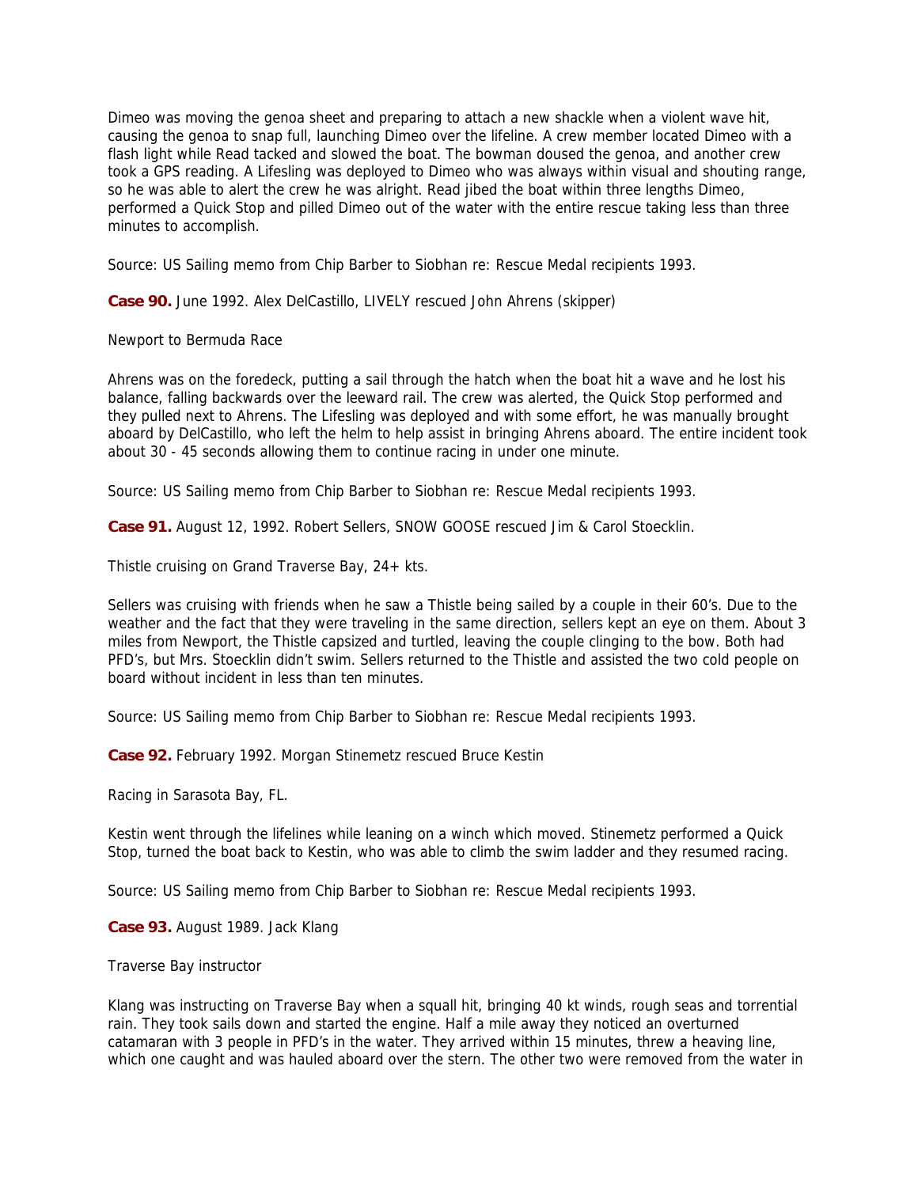Dimeo was moving the genoa sheet and preparing to attach a new shackle when a violent wave hit, causing the genoa to snap full, launching Dimeo over the lifeline. A crew member located Dimeo with a flash light while Read tacked and slowed the boat. The bowman doused the genoa, and another crew took a GPS reading. A Lifesling was deployed to Dimeo who was always within visual and shouting range, so he was able to alert the crew he was alright. Read jibed the boat within three lengths Dimeo, performed a Quick Stop and pilled Dimeo out of the water with the entire rescue taking less than three minutes to accomplish.

Source: US Sailing memo from Chip Barber to Siobhan re: Rescue Medal recipients 1993.

**Case 90.** June 1992. Alex DelCastillo, LIVELY rescued John Ahrens (skipper)

Newport to Bermuda Race

Ahrens was on the foredeck, putting a sail through the hatch when the boat hit a wave and he lost his balance, falling backwards over the leeward rail. The crew was alerted, the Quick Stop performed and they pulled next to Ahrens. The Lifesling was deployed and with some effort, he was manually brought aboard by DelCastillo, who left the helm to help assist in bringing Ahrens aboard. The entire incident took about 30 - 45 seconds allowing them to continue racing in under one minute.

Source: US Sailing memo from Chip Barber to Siobhan re: Rescue Medal recipients 1993.

**Case 91.** August 12, 1992. Robert Sellers, SNOW GOOSE rescued Jim & Carol Stoecklin.

Thistle cruising on Grand Traverse Bay, 24+ kts.

Sellers was cruising with friends when he saw a Thistle being sailed by a couple in their 60's. Due to the weather and the fact that they were traveling in the same direction, sellers kept an eye on them. About 3 miles from Newport, the Thistle capsized and turtled, leaving the couple clinging to the bow. Both had PFD's, but Mrs. Stoecklin didn't swim. Sellers returned to the Thistle and assisted the two cold people on board without incident in less than ten minutes.

Source: US Sailing memo from Chip Barber to Siobhan re: Rescue Medal recipients 1993.

**Case 92.** February 1992. Morgan Stinemetz rescued Bruce Kestin

Racing in Sarasota Bay, FL.

Kestin went through the lifelines while leaning on a winch which moved. Stinemetz performed a Quick Stop, turned the boat back to Kestin, who was able to climb the swim ladder and they resumed racing.

Source: US Sailing memo from Chip Barber to Siobhan re: Rescue Medal recipients 1993.

**Case 93.** August 1989. Jack Klang

Traverse Bay instructor

Klang was instructing on Traverse Bay when a squall hit, bringing 40 kt winds, rough seas and torrential rain. They took sails down and started the engine. Half a mile away they noticed an overturned catamaran with 3 people in PFD's in the water. They arrived within 15 minutes, threw a heaving line, which one caught and was hauled aboard over the stern. The other two were removed from the water in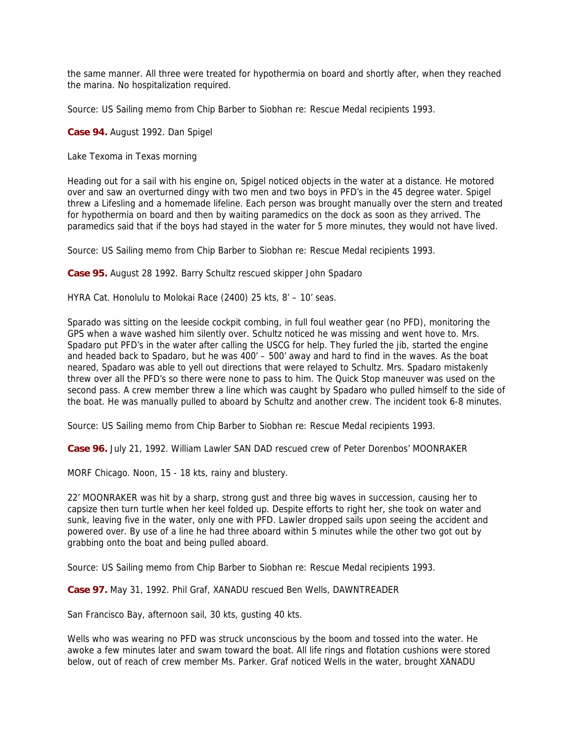the same manner. All three were treated for hypothermia on board and shortly after, when they reached the marina. No hospitalization required.

Source: US Sailing memo from Chip Barber to Siobhan re: Rescue Medal recipients 1993.

**Case 94.** August 1992. Dan Spigel

Lake Texoma in Texas morning

Heading out for a sail with his engine on, Spigel noticed objects in the water at a distance. He motored over and saw an overturned dingy with two men and two boys in PFD's in the 45 degree water. Spigel threw a Lifesling and a homemade lifeline. Each person was brought manually over the stern and treated for hypothermia on board and then by waiting paramedics on the dock as soon as they arrived. The paramedics said that if the boys had stayed in the water for 5 more minutes, they would not have lived.

Source: US Sailing memo from Chip Barber to Siobhan re: Rescue Medal recipients 1993.

**Case 95.** August 28 1992. Barry Schultz rescued skipper John Spadaro

HYRA Cat. Honolulu to Molokai Race (2400) 25 kts, 8' – 10' seas.

Sparado was sitting on the leeside cockpit combing, in full foul weather gear (no PFD), monitoring the GPS when a wave washed him silently over. Schultz noticed he was missing and went hove to. Mrs. Spadaro put PFD's in the water after calling the USCG for help. They furled the jib, started the engine and headed back to Spadaro, but he was 400' – 500' away and hard to find in the waves. As the boat neared, Spadaro was able to yell out directions that were relayed to Schultz. Mrs. Spadaro mistakenly threw over all the PFD's so there were none to pass to him. The Quick Stop maneuver was used on the second pass. A crew member threw a line which was caught by Spadaro who pulled himself to the side of the boat. He was manually pulled to aboard by Schultz and another crew. The incident took 6-8 minutes.

Source: US Sailing memo from Chip Barber to Siobhan re: Rescue Medal recipients 1993.

**Case 96.** July 21, 1992. William Lawler SAN DAD rescued crew of Peter Dorenbos' MOONRAKER

MORF Chicago. Noon, 15 - 18 kts, rainy and blustery.

22' MOONRAKER was hit by a sharp, strong gust and three big waves in succession, causing her to capsize then turn turtle when her keel folded up. Despite efforts to right her, she took on water and sunk, leaving five in the water, only one with PFD. Lawler dropped sails upon seeing the accident and powered over. By use of a line he had three aboard within 5 minutes while the other two got out by grabbing onto the boat and being pulled aboard.

Source: US Sailing memo from Chip Barber to Siobhan re: Rescue Medal recipients 1993.

**Case 97.** May 31, 1992. Phil Graf, XANADU rescued Ben Wells, DAWNTREADER

San Francisco Bay, afternoon sail, 30 kts, gusting 40 kts.

Wells who was wearing no PFD was struck unconscious by the boom and tossed into the water. He awoke a few minutes later and swam toward the boat. All life rings and flotation cushions were stored below, out of reach of crew member Ms. Parker. Graf noticed Wells in the water, brought XANADU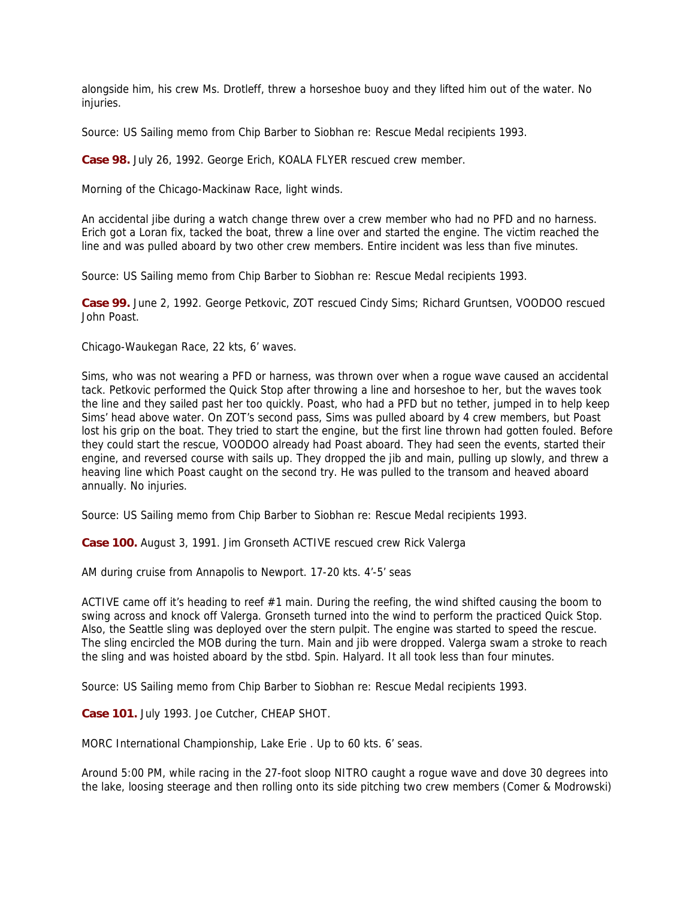alongside him, his crew Ms. Drotleff, threw a horseshoe buoy and they lifted him out of the water. No injuries.

Source: US Sailing memo from Chip Barber to Siobhan re: Rescue Medal recipients 1993.

**Case 98.** July 26, 1992. George Erich, KOALA FLYER rescued crew member.

Morning of the Chicago-Mackinaw Race, light winds.

An accidental jibe during a watch change threw over a crew member who had no PFD and no harness. Erich got a Loran fix, tacked the boat, threw a line over and started the engine. The victim reached the line and was pulled aboard by two other crew members. Entire incident was less than five minutes.

Source: US Sailing memo from Chip Barber to Siobhan re: Rescue Medal recipients 1993.

**Case 99.** June 2, 1992. George Petkovic, ZOT rescued Cindy Sims; Richard Gruntsen, VOODOO rescued John Poast.

Chicago-Waukegan Race, 22 kts, 6' waves.

Sims, who was not wearing a PFD or harness, was thrown over when a rogue wave caused an accidental tack. Petkovic performed the Quick Stop after throwing a line and horseshoe to her, but the waves took the line and they sailed past her too quickly. Poast, who had a PFD but no tether, jumped in to help keep Sims' head above water. On ZOT's second pass, Sims was pulled aboard by 4 crew members, but Poast lost his grip on the boat. They tried to start the engine, but the first line thrown had gotten fouled. Before they could start the rescue, VOODOO already had Poast aboard. They had seen the events, started their engine, and reversed course with sails up. They dropped the jib and main, pulling up slowly, and threw a heaving line which Poast caught on the second try. He was pulled to the transom and heaved aboard annually. No injuries.

Source: US Sailing memo from Chip Barber to Siobhan re: Rescue Medal recipients 1993.

**Case 100.** August 3, 1991. Jim Gronseth ACTIVE rescued crew Rick Valerga

AM during cruise from Annapolis to Newport. 17-20 kts. 4'-5' seas

ACTIVE came off it's heading to reef #1 main. During the reefing, the wind shifted causing the boom to swing across and knock off Valerga. Gronseth turned into the wind to perform the practiced Quick Stop. Also, the Seattle sling was deployed over the stern pulpit. The engine was started to speed the rescue. The sling encircled the MOB during the turn. Main and jib were dropped. Valerga swam a stroke to reach the sling and was hoisted aboard by the stbd. Spin. Halyard. It all took less than four minutes.

Source: US Sailing memo from Chip Barber to Siobhan re: Rescue Medal recipients 1993.

**Case 101.** July 1993. Joe Cutcher, CHEAP SHOT.

MORC International Championship, Lake Erie . Up to 60 kts. 6' seas.

Around 5:00 PM, while racing in the 27-foot sloop NITRO caught a rogue wave and dove 30 degrees into the lake, loosing steerage and then rolling onto its side pitching two crew members (Comer & Modrowski)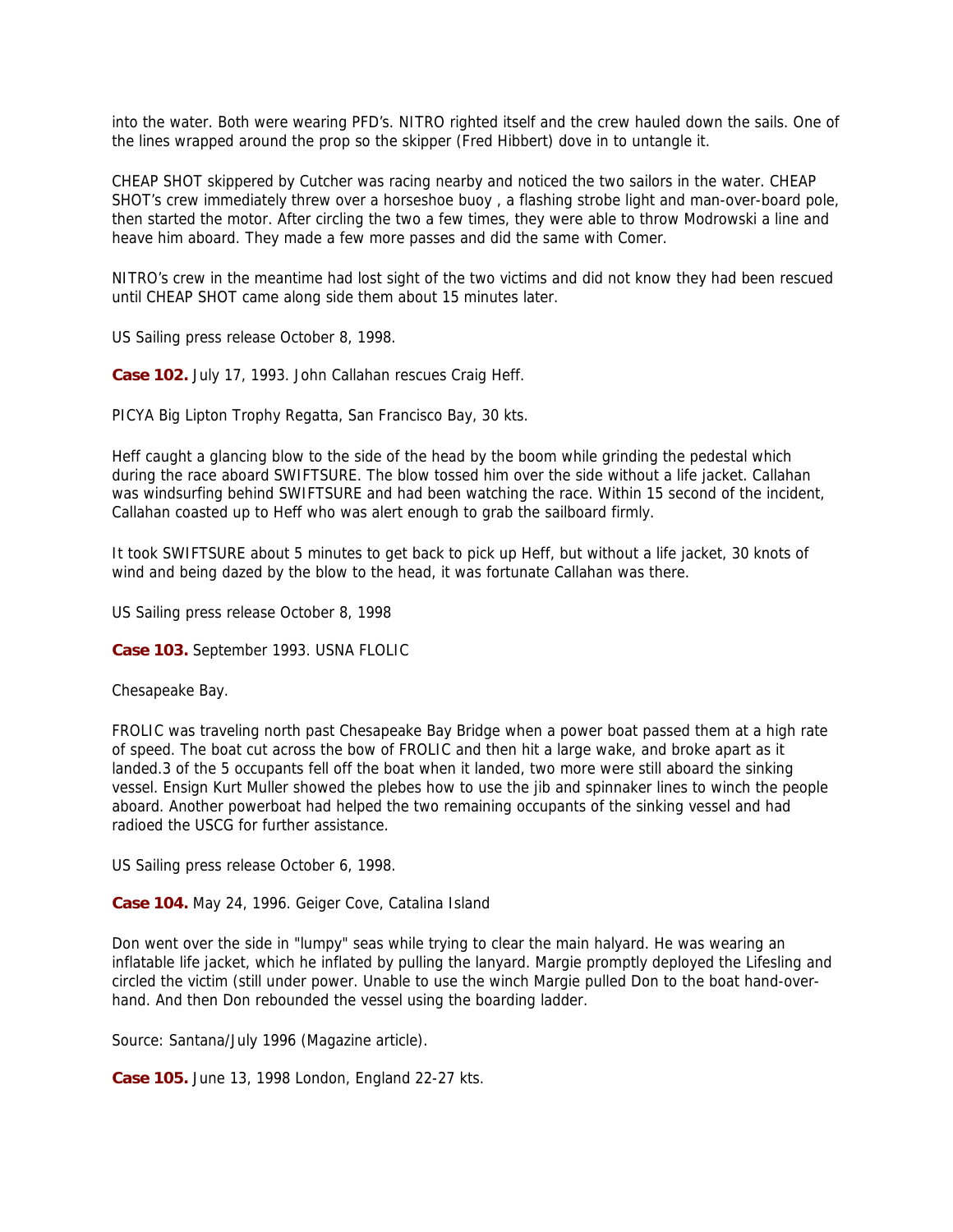into the water. Both were wearing PFD's. NITRO righted itself and the crew hauled down the sails. One of the lines wrapped around the prop so the skipper (Fred Hibbert) dove in to untangle it.

CHEAP SHOT skippered by Cutcher was racing nearby and noticed the two sailors in the water. CHEAP SHOT's crew immediately threw over a horseshoe buoy , a flashing strobe light and man-over-board pole, then started the motor. After circling the two a few times, they were able to throw Modrowski a line and heave him aboard. They made a few more passes and did the same with Comer.

NITRO's crew in the meantime had lost sight of the two victims and did not know they had been rescued until CHEAP SHOT came along side them about 15 minutes later.

US Sailing press release October 8, 1998.

**Case 102.** July 17, 1993. John Callahan rescues Craig Heff.

PICYA Big Lipton Trophy Regatta, San Francisco Bay, 30 kts.

Heff caught a glancing blow to the side of the head by the boom while grinding the pedestal which during the race aboard SWIFTSURE. The blow tossed him over the side without a life jacket. Callahan was windsurfing behind SWIFTSURE and had been watching the race. Within 15 second of the incident, Callahan coasted up to Heff who was alert enough to grab the sailboard firmly.

It took SWIFTSURE about 5 minutes to get back to pick up Heff, but without a life jacket, 30 knots of wind and being dazed by the blow to the head, it was fortunate Callahan was there.

US Sailing press release October 8, 1998

**Case 103.** September 1993. USNA FLOLIC

Chesapeake Bay.

FROLIC was traveling north past Chesapeake Bay Bridge when a power boat passed them at a high rate of speed. The boat cut across the bow of FROLIC and then hit a large wake, and broke apart as it landed.3 of the 5 occupants fell off the boat when it landed, two more were still aboard the sinking vessel. Ensign Kurt Muller showed the plebes how to use the jib and spinnaker lines to winch the people aboard. Another powerboat had helped the two remaining occupants of the sinking vessel and had radioed the USCG for further assistance.

US Sailing press release October 6, 1998.

**Case 104.** May 24, 1996. Geiger Cove, Catalina Island

Don went over the side in "lumpy" seas while trying to clear the main halyard. He was wearing an inflatable life jacket, which he inflated by pulling the lanyard. Margie promptly deployed the Lifesling and circled the victim (still under power. Unable to use the winch Margie pulled Don to the boat hand-over-hand. And then Don rebounded the vessel using the boarding ladder.

Source: Santana/July 1996 (Magazine article).

**Case 105.** June 13, 1998 London, England 22-27 kts.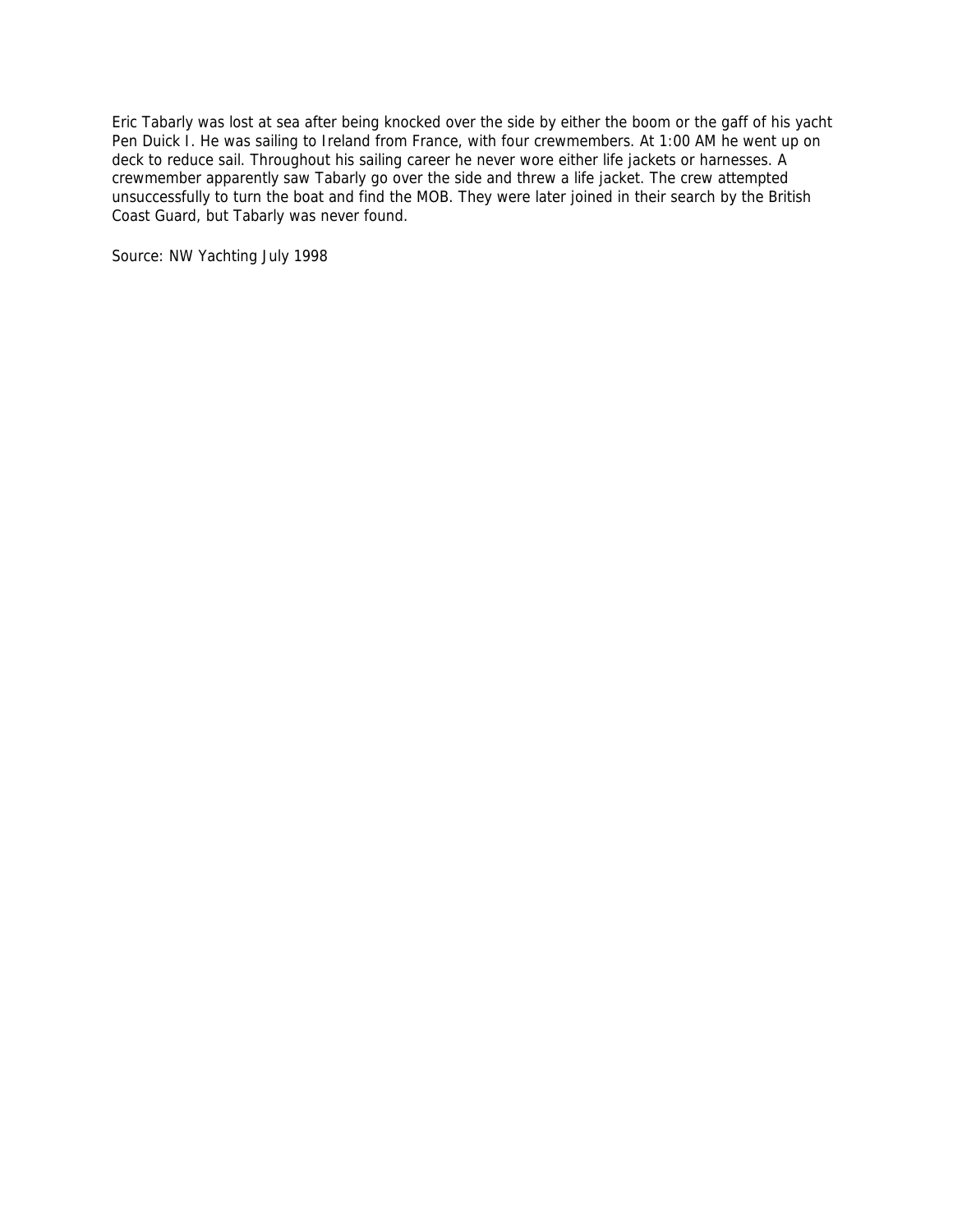Eric Tabarly was lost at sea after being knocked over the side by either the boom or the gaff of his yacht Pen Duick I. He was sailing to Ireland from France, with four crewmembers. At 1:00 AM he went up on deck to reduce sail. Throughout his sailing career he never wore either life jackets or harnesses. A crewmember apparently saw Tabarly go over the side and threw a life jacket. The crew attempted unsuccessfully to turn the boat and find the MOB. They were later joined in their search by the British Coast Guard, but Tabarly was never found.

Source: NW Yachting July 1998